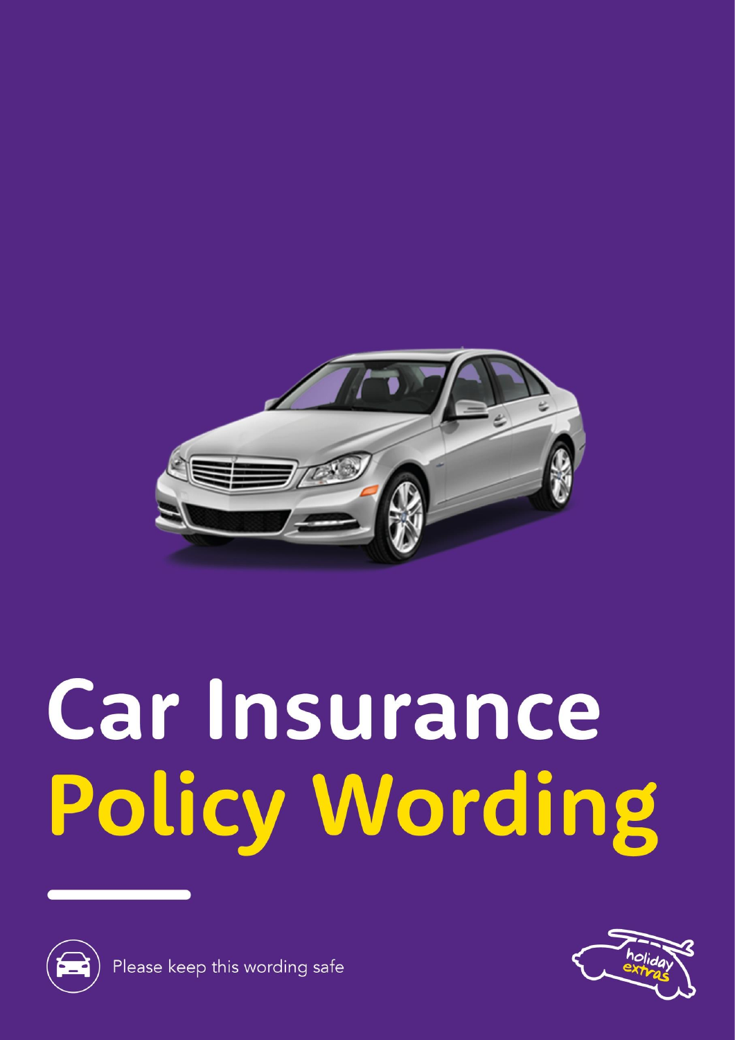# Car Insurance
# Policy Wording

Please keep this wording safe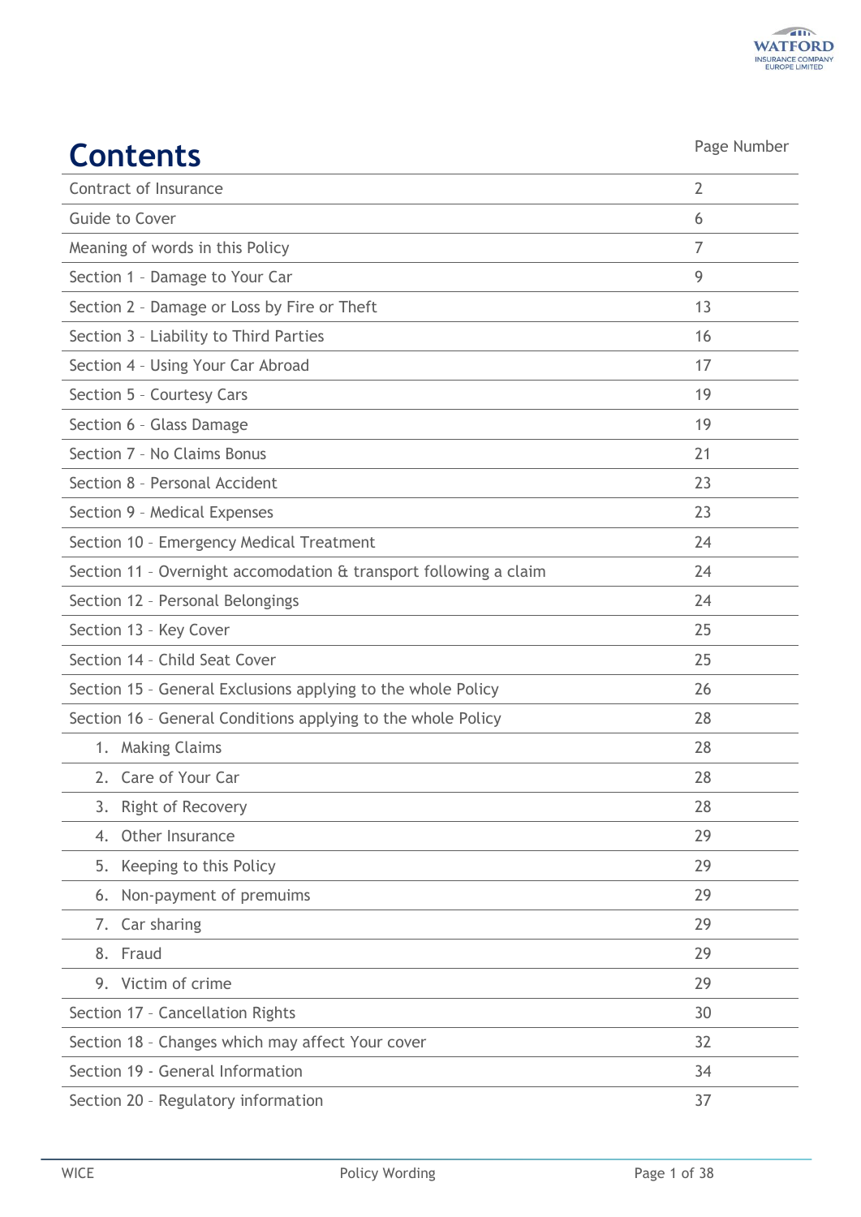# Contents

| | Page Number |
|---|---|
| Contract of Insurance | 2 |
| Guide to Cover | 6 |
| Meaning of words in this Policy | 7 |
| Section 1 – Damage to Your Car | 9 |
| Section 2 – Damage or Loss by Fire or Theft | 13 |
| Section 3 – Liability to Third Parties | 16 |
| Section 4 – Using Your Car Abroad | 17 |
| Section 5 – Courtesy Cars | 19 |
| Section 6 – Glass Damage | 19 |
| Section 7 – No Claims Bonus | 21 |
| Section 8 – Personal Accident | 23 |
| Section 9 – Medical Expenses | 23 |
| Section 10 – Emergency Medical Treatment | 24 |
| Section 11 – Overnight accomodation & transport following a claim | 24 |
| Section 12 – Personal Belongings | 24 |
| Section 13 – Key Cover | 25 |
| Section 14 – Child Seat Cover | 25 |
| Section 15 – General Exclusions applying to the whole Policy | 26 |
| Section 16 – General Conditions applying to the whole Policy | 28 |
| 1. Making Claims | 28 |
| 2. Care of Your Car | 28 |
| 3. Right of Recovery | 28 |
| 4. Other Insurance | 29 |
| 5. Keeping to this Policy | 29 |
| 6. Non-payment of premuims | 29 |
| 7. Car sharing | 29 |
| 8. Fraud | 29 |
| 9. Victim of crime | 29 |
| Section 17 – Cancellation Rights | 30 |
| Section 18 – Changes which may affect Your cover | 32 |
| Section 19 - General Information | 34 |
| Section 20 – Regulatory information | 37 |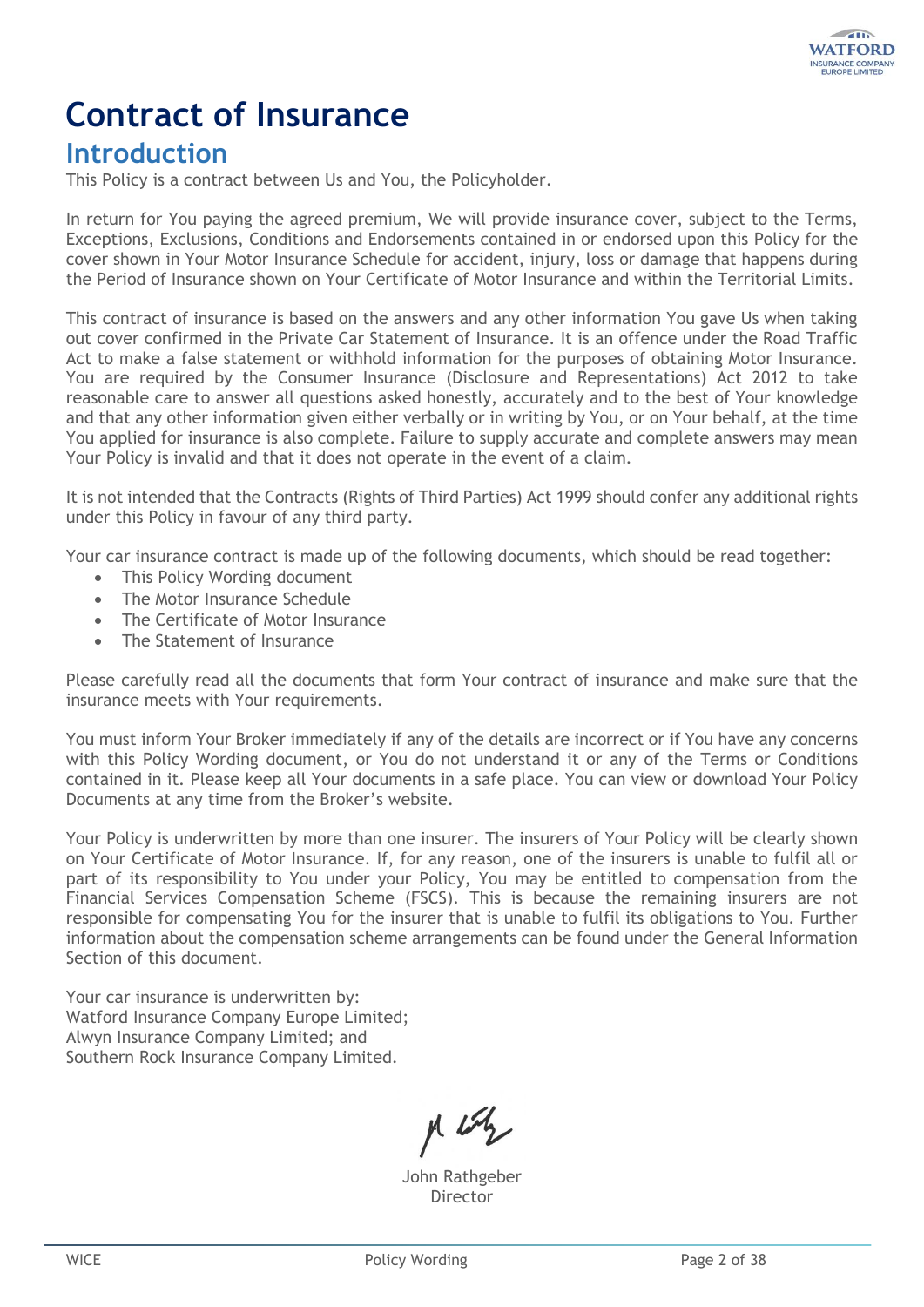# Contract of Insurance

## Introduction

This Policy is a contract between Us and You, the Policyholder.

In return for You paying the agreed premium, We will provide insurance cover, subject to the Terms, Exceptions, Exclusions, Conditions and Endorsements contained in or endorsed upon this Policy for the cover shown in Your Motor Insurance Schedule for accident, injury, loss or damage that happens during the Period of Insurance shown on Your Certificate of Motor Insurance and within the Territorial Limits.

This contract of insurance is based on the answers and any other information You gave Us when taking out cover confirmed in the Private Car Statement of Insurance. It is an offence under the Road Traffic Act to make a false statement or withhold information for the purposes of obtaining Motor Insurance. You are required by the Consumer Insurance (Disclosure and Representations) Act 2012 to take reasonable care to answer all questions asked honestly, accurately and to the best of Your knowledge and that any other information given either verbally or in writing by You, or on Your behalf, at the time You applied for insurance is also complete. Failure to supply accurate and complete answers may mean Your Policy is invalid and that it does not operate in the event of a claim.

It is not intended that the Contracts (Rights of Third Parties) Act 1999 should confer any additional rights under this Policy in favour of any third party.

Your car insurance contract is made up of the following documents, which should be read together:

- This Policy Wording document
- The Motor Insurance Schedule
- The Certificate of Motor Insurance
- The Statement of Insurance

Please carefully read all the documents that form Your contract of insurance and make sure that the insurance meets with Your requirements.

You must inform Your Broker immediately if any of the details are incorrect or if You have any concerns with this Policy Wording document, or You do not understand it or any of the Terms or Conditions contained in it. Please keep all Your documents in a safe place. You can view or download Your Policy Documents at any time from the Broker's website.

Your Policy is underwritten by more than one insurer. The insurers of Your Policy will be clearly shown on Your Certificate of Motor Insurance. If, for any reason, one of the insurers is unable to fulfil all or part of its responsibility to You under your Policy, You may be entitled to compensation from the Financial Services Compensation Scheme (FSCS). This is because the remaining insurers are not responsible for compensating You for the insurer that is unable to fulfil its obligations to You. Further information about the compensation scheme arrangements can be found under the General Information Section of this document.

Your car insurance is underwritten by:
Watford Insurance Company Europe Limited;
Alwyn Insurance Company Limited; and
Southern Rock Insurance Company Limited.

John Rathgeber
Director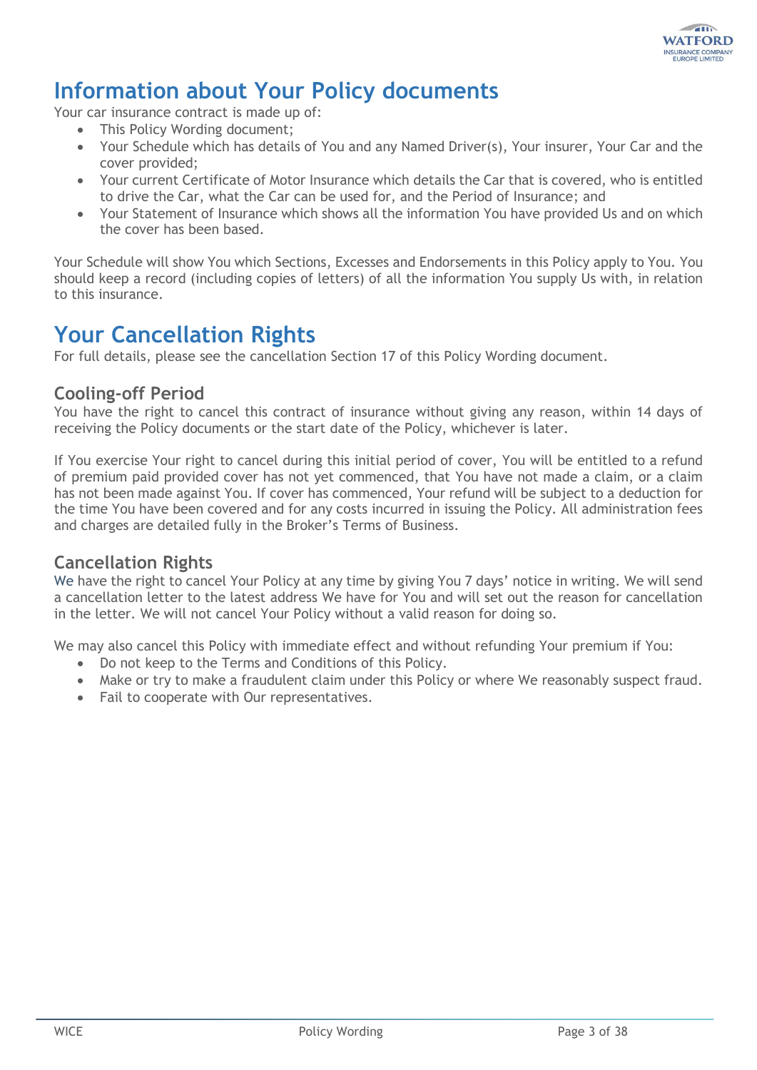# Information about Your Policy documents

Your car insurance contract is made up of:

- This Policy Wording document;
- Your Schedule which has details of You and any Named Driver(s), Your insurer, Your Car and the cover provided;
- Your current Certificate of Motor Insurance which details the Car that is covered, who is entitled to drive the Car, what the Car can be used for, and the Period of Insurance; and
- Your Statement of Insurance which shows all the information You have provided Us and on which the cover has been based.

Your Schedule will show You which Sections, Excesses and Endorsements in this Policy apply to You. You should keep a record (including copies of letters) of all the information You supply Us with, in relation to this insurance.

# Your Cancellation Rights

For full details, please see the cancellation Section 17 of this Policy Wording document.

## Cooling-off Period

You have the right to cancel this contract of insurance without giving any reason, within 14 days of receiving the Policy documents or the start date of the Policy, whichever is later.

If You exercise Your right to cancel during this initial period of cover, You will be entitled to a refund of premium paid provided cover has not yet commenced, that You have not made a claim, or a claim has not been made against You. If cover has commenced, Your refund will be subject to a deduction for the time You have been covered and for any costs incurred in issuing the Policy. All administration fees and charges are detailed fully in the Broker's Terms of Business.

## Cancellation Rights

We have the right to cancel Your Policy at any time by giving You 7 days' notice in writing. We will send a cancellation letter to the latest address We have for You and will set out the reason for cancellation in the letter. We will not cancel Your Policy without a valid reason for doing so.

We may also cancel this Policy with immediate effect and without refunding Your premium if You:

- Do not keep to the Terms and Conditions of this Policy.
- Make or try to make a fraudulent claim under this Policy or where We reasonably suspect fraud.
- Fail to cooperate with Our representatives.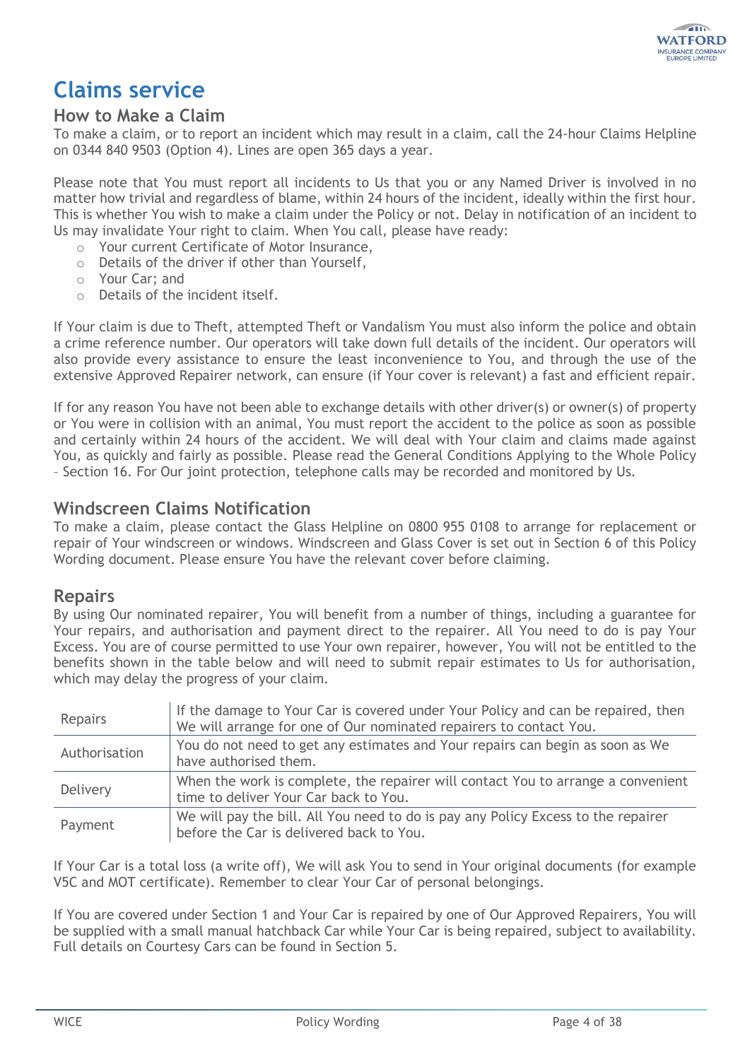# Claims service

## How to Make a Claim

To make a claim, or to report an incident which may result in a claim, call the 24-hour Claims Helpline on 0344 840 9503 (Option 4). Lines are open 365 days a year.

Please note that You must report all incidents to Us that you or any Named Driver is involved in no matter how trivial and regardless of blame, within 24 hours of the incident, ideally within the first hour. This is whether You wish to make a claim under the Policy or not. Delay in notification of an incident to Us may invalidate Your right to claim. When You call, please have ready:

- Your current Certificate of Motor Insurance,
- Details of the driver if other than Yourself,
- Your Car; and
- Details of the incident itself.

If Your claim is due to Theft, attempted Theft or Vandalism You must also inform the police and obtain a crime reference number. Our operators will take down full details of the incident. Our operators will also provide every assistance to ensure the least inconvenience to You, and through the use of the extensive Approved Repairer network, can ensure (if Your cover is relevant) a fast and efficient repair.

If for any reason You have not been able to exchange details with other driver(s) or owner(s) of property or You were in collision with an animal, You must report the accident to the police as soon as possible and certainly within 24 hours of the accident. We will deal with Your claim and claims made against You, as quickly and fairly as possible. Please read the General Conditions Applying to the Whole Policy – Section 16. For Our joint protection, telephone calls may be recorded and monitored by Us.

## Windscreen Claims Notification

To make a claim, please contact the Glass Helpline on 0800 955 0108 to arrange for replacement or repair of Your windscreen or windows. Windscreen and Glass Cover is set out in Section 6 of this Policy Wording document. Please ensure You have the relevant cover before claiming.

## Repairs

By using Our nominated repairer, You will benefit from a number of things, including a guarantee for Your repairs, and authorisation and payment direct to the repairer. All You need to do is pay Your Excess. You are of course permitted to use Your own repairer, however, You will not be entitled to the benefits shown in the table below and will need to submit repair estimates to Us for authorisation, which may delay the progress of your claim.

| | |
|---|---|
| Repairs | If the damage to Your Car is covered under Your Policy and can be repaired, then We will arrange for one of Our nominated repairers to contact You. |
| Authorisation | You do not need to get any estimates and Your repairs can begin as soon as We have authorised them. |
| Delivery | When the work is complete, the repairer will contact You to arrange a convenient time to deliver Your Car back to You. |
| Payment | We will pay the bill. All You need to do is pay any Policy Excess to the repairer before the Car is delivered back to You. |

If Your Car is a total loss (a write off), We will ask You to send in Your original documents (for example V5C and MOT certificate). Remember to clear Your Car of personal belongings.

If You are covered under Section 1 and Your Car is repaired by one of Our Approved Repairers, You will be supplied with a small manual hatchback Car while Your Car is being repaired, subject to availability. Full details on Courtesy Cars can be found in Section 5.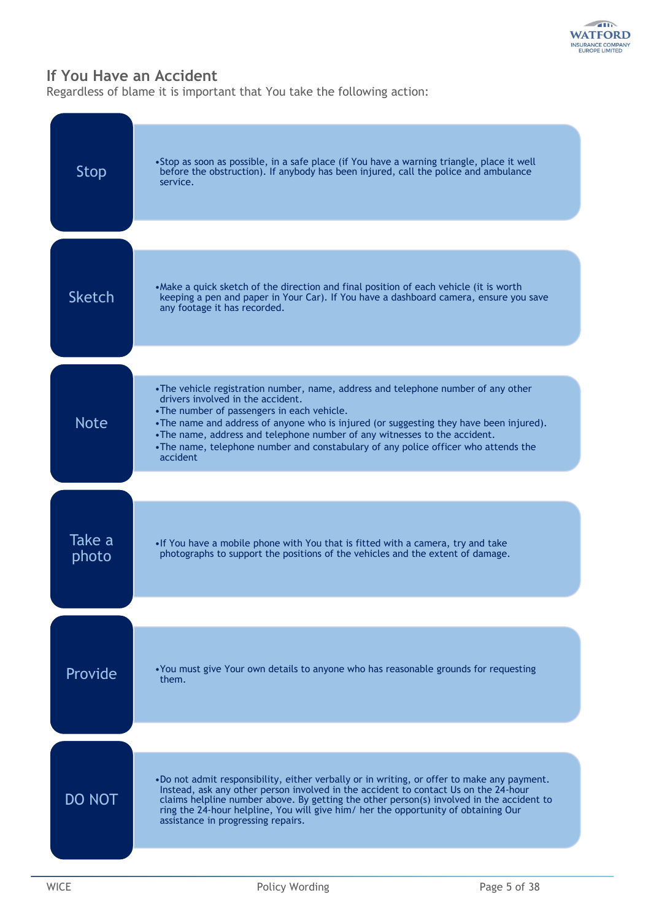## If You Have an Accident

Regardless of blame it is important that You take the following action:

### Stop

- Stop as soon as possible, in a safe place (if You have a warning triangle, place it well before the obstruction). If anybody has been injured, call the police and ambulance service.

### Sketch

- Make a quick sketch of the direction and final position of each vehicle (it is worth keeping a pen and paper in Your Car). If You have a dashboard camera, ensure you save any footage it has recorded.

### Note

- The vehicle registration number, name, address and telephone number of any other drivers involved in the accident.
- The number of passengers in each vehicle.
- The name and address of anyone who is injured (or suggesting they have been injured).
- The name, address and telephone number of any witnesses to the accident.
- The name, telephone number and constabulary of any police officer who attends the accident

### Take a photo

- If You have a mobile phone with You that is fitted with a camera, try and take photographs to support the positions of the vehicles and the extent of damage.

### Provide

- You must give Your own details to anyone who has reasonable grounds for requesting them.

### DO NOT

- Do not admit responsibility, either verbally or in writing, or offer to make any payment. Instead, ask any other person involved in the accident to contact Us on the 24-hour claims helpline number above. By getting the other person(s) involved in the accident to ring the 24-hour helpline, You will give him/ her the opportunity of obtaining Our assistance in progressing repairs.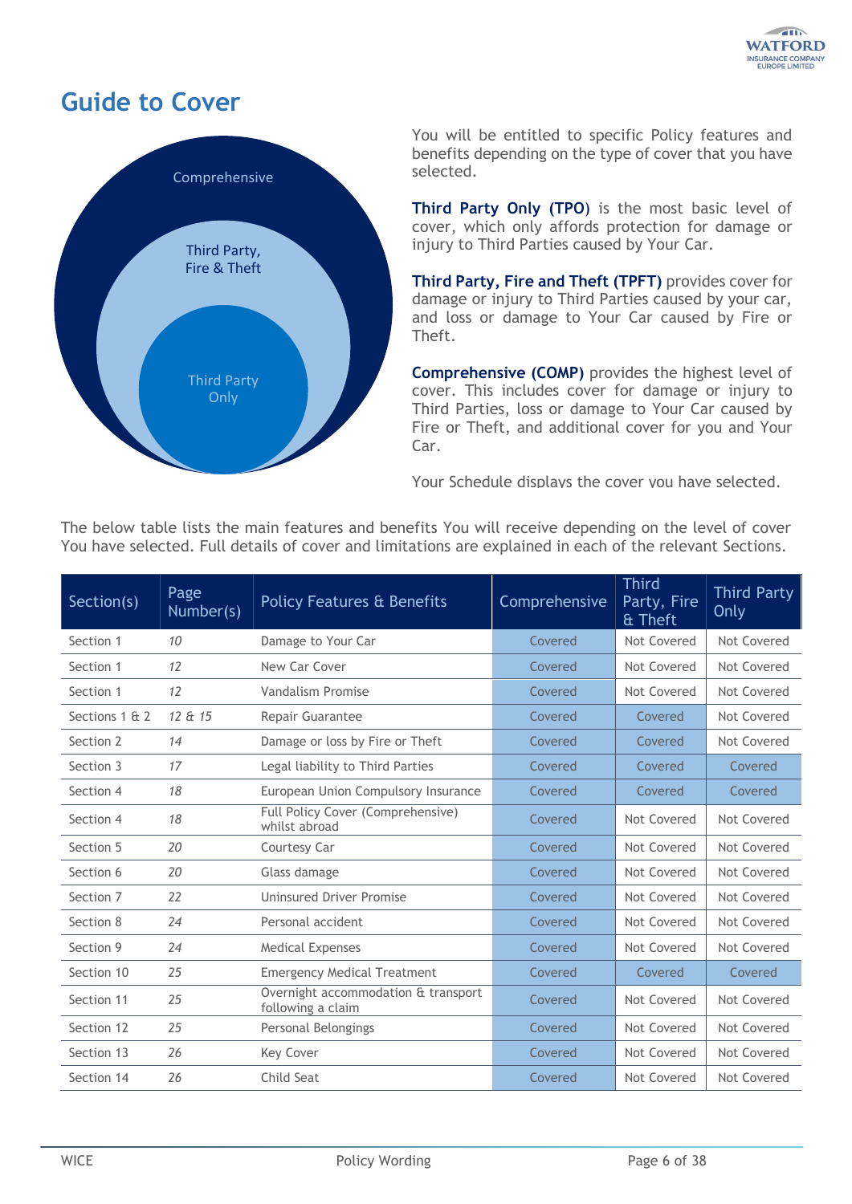# Guide to Cover

Comprehensive

Third Party, Fire & Theft

Third Party Only

You will be entitled to specific Policy features and benefits depending on the type of cover that you have selected.

**Third Party Only (TPO)** is the most basic level of cover, which only affords protection for damage or injury to Third Parties caused by Your Car.

**Third Party, Fire and Theft (TPFT)** provides cover for damage or injury to Third Parties caused by your car, and loss or damage to Your Car caused by Fire or Theft.

**Comprehensive (COMP)** provides the highest level of cover. This includes cover for damage or injury to Third Parties, loss or damage to Your Car caused by Fire or Theft, and additional cover for you and Your Car.

Your Schedule displays the cover you have selected.

The below table lists the main features and benefits You will receive depending on the level of cover You have selected. Full details of cover and limitations are explained in each of the relevant Sections.

| Section(s) | Page Number(s) | Policy Features & Benefits | Comprehensive | Third Party, Fire & Theft | Third Party Only |
|---|---|---|---|---|---|
| Section 1 | 10 | Damage to Your Car | Covered | Not Covered | Not Covered |
| Section 1 | 12 | New Car Cover | Covered | Not Covered | Not Covered |
| Section 1 | 12 | Vandalism Promise | Covered | Not Covered | Not Covered |
| Sections 1 & 2 | 12 & 15 | Repair Guarantee | Covered | Covered | Not Covered |
| Section 2 | 14 | Damage or loss by Fire or Theft | Covered | Covered | Not Covered |
| Section 3 | 17 | Legal liability to Third Parties | Covered | Covered | Covered |
| Section 4 | 18 | European Union Compulsory Insurance | Covered | Covered | Covered |
| Section 4 | 18 | Full Policy Cover (Comprehensive) whilst abroad | Covered | Not Covered | Not Covered |
| Section 5 | 20 | Courtesy Car | Covered | Not Covered | Not Covered |
| Section 6 | 20 | Glass damage | Covered | Not Covered | Not Covered |
| Section 7 | 22 | Uninsured Driver Promise | Covered | Not Covered | Not Covered |
| Section 8 | 24 | Personal accident | Covered | Not Covered | Not Covered |
| Section 9 | 24 | Medical Expenses | Covered | Not Covered | Not Covered |
| Section 10 | 25 | Emergency Medical Treatment | Covered | Covered | Covered |
| Section 11 | 25 | Overnight accommodation & transport following a claim | Covered | Not Covered | Not Covered |
| Section 12 | 25 | Personal Belongings | Covered | Not Covered | Not Covered |
| Section 13 | 26 | Key Cover | Covered | Not Covered | Not Covered |
| Section 14 | 26 | Child Seat | Covered | Not Covered | Not Covered |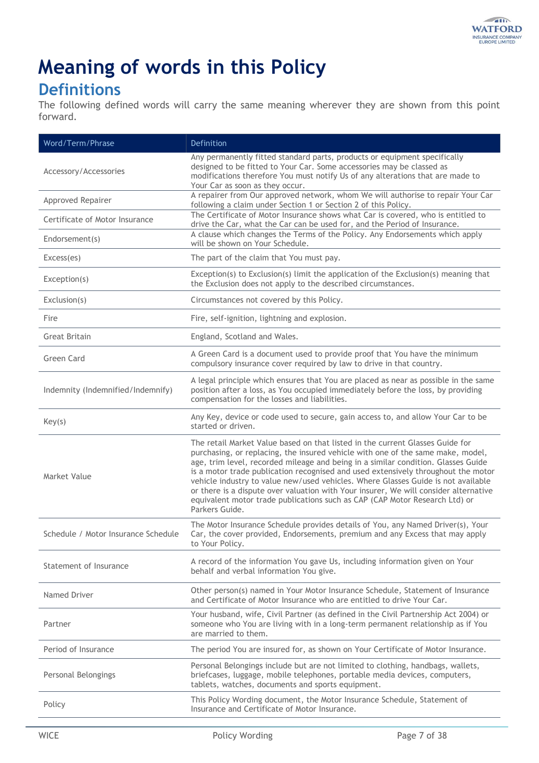# Meaning of words in this Policy

## Definitions

The following defined words will carry the same meaning wherever they are shown from this point forward.

| Word/Term/Phrase | Definition |
|---|---|
| Accessory/Accessories | Any permanently fitted standard parts, products or equipment specifically designed to be fitted to Your Car. Some accessories may be classed as modifications therefore You must notify Us of any alterations that are made to Your Car as soon as they occur. |
| Approved Repairer | A repairer from Our approved network, whom We will authorise to repair Your Car following a claim under Section 1 or Section 2 of this Policy. |
| Certificate of Motor Insurance | The Certificate of Motor Insurance shows what Car is covered, who is entitled to drive the Car, what the Car can be used for, and the Period of Insurance. |
| Endorsement(s) | A clause which changes the Terms of the Policy. Any Endorsements which apply will be shown on Your Schedule. |
| Excess(es) | The part of the claim that You must pay. |
| Exception(s) | Exception(s) to Exclusion(s) limit the application of the Exclusion(s) meaning that the Exclusion does not apply to the described circumstances. |
| Exclusion(s) | Circumstances not covered by this Policy. |
| Fire | Fire, self-ignition, lightning and explosion. |
| Great Britain | England, Scotland and Wales. |
| Green Card | A Green Card is a document used to provide proof that You have the minimum compulsory insurance cover required by law to drive in that country. |
| Indemnity (Indemnified/Indemnify) | A legal principle which ensures that You are placed as near as possible in the same position after a loss, as You occupied immediately before the loss, by providing compensation for the losses and liabilities. |
| Key(s) | Any Key, device or code used to secure, gain access to, and allow Your Car to be started or driven. |
| Market Value | The retail Market Value based on that listed in the current Glasses Guide for purchasing, or replacing, the insured vehicle with one of the same make, model, age, trim level, recorded mileage and being in a similar condition. Glasses Guide is a motor trade publication recognised and used extensively throughout the motor vehicle industry to value new/used vehicles. Where Glasses Guide is not available or there is a dispute over valuation with Your insurer, We will consider alternative equivalent motor trade publications such as CAP (CAP Motor Research Ltd) or Parkers Guide. |
| Schedule / Motor Insurance Schedule | The Motor Insurance Schedule provides details of You, any Named Driver(s), Your Car, the cover provided, Endorsements, premium and any Excess that may apply to Your Policy. |
| Statement of Insurance | A record of the information You gave Us, including information given on Your behalf and verbal information You give. |
| Named Driver | Other person(s) named in Your Motor Insurance Schedule, Statement of Insurance and Certificate of Motor Insurance who are entitled to drive Your Car. |
| Partner | Your husband, wife, Civil Partner (as defined in the Civil Partnership Act 2004) or someone who You are living with in a long-term permanent relationship as if You are married to them. |
| Period of Insurance | The period You are insured for, as shown on Your Certificate of Motor Insurance. |
| Personal Belongings | Personal Belongings include but are not limited to clothing, handbags, wallets, briefcases, luggage, mobile telephones, portable media devices, computers, tablets, watches, documents and sports equipment. |
| Policy | This Policy Wording document, the Motor Insurance Schedule, Statement of Insurance and Certificate of Motor Insurance. |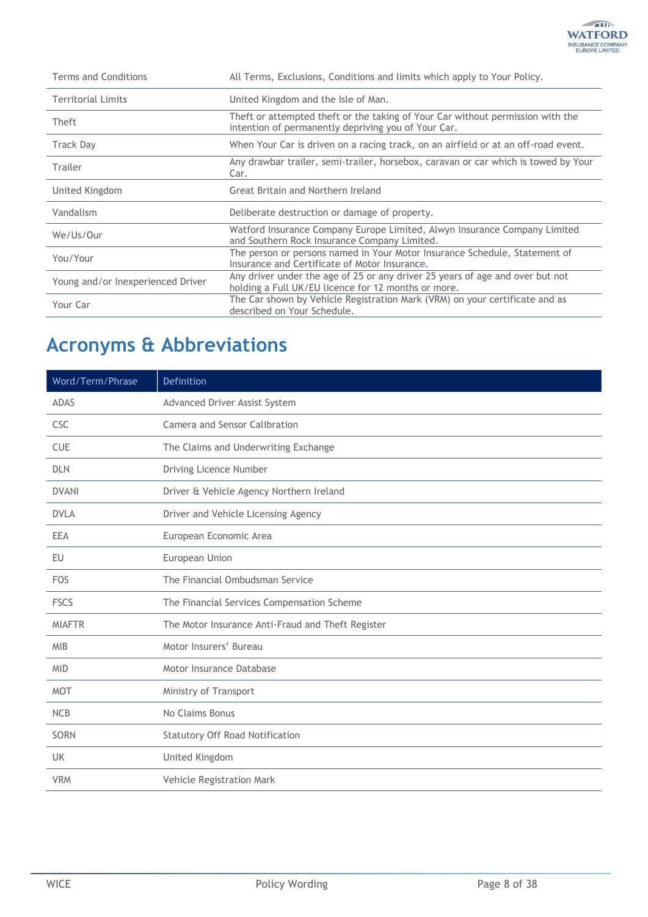| | |
|---|---|
| Terms and Conditions | All Terms, Exclusions, Conditions and limits which apply to Your Policy. |
| Territorial Limits | United Kingdom and the Isle of Man. |
| Theft | Theft or attempted theft or the taking of Your Car without permission with the intention of permanently depriving you of Your Car. |
| Track Day | When Your Car is driven on a racing track, on an airfield or at an off-road event. |
| Trailer | Any drawbar trailer, semi-trailer, horsebox, caravan or car which is towed by Your Car. |
| United Kingdom | Great Britain and Northern Ireland |
| Vandalism | Deliberate destruction or damage of property. |
| We/Us/Our | Watford Insurance Company Europe Limited, Alwyn Insurance Company Limited and Southern Rock Insurance Company Limited. |
| You/Your | The person or persons named in Your Motor Insurance Schedule, Statement of Insurance and Certificate of Motor Insurance. |
| Young and/or Inexperienced Driver | Any driver under the age of 25 or any driver 25 years of age and over but not holding a Full UK/EU licence for 12 months or more. |
| Your Car | The Car shown by Vehicle Registration Mark (VRM) on your certificate and as described on Your Schedule. |

# Acronyms & Abbreviations

| Word/Term/Phrase | Definition |
|---|---|
| ADAS | Advanced Driver Assist System |
| CSC | Camera and Sensor Calibration |
| CUE | The Claims and Underwriting Exchange |
| DLN | Driving Licence Number |
| DVANI | Driver & Vehicle Agency Northern Ireland |
| DVLA | Driver and Vehicle Licensing Agency |
| EEA | European Economic Area |
| EU | European Union |
| FOS | The Financial Ombudsman Service |
| FSCS | The Financial Services Compensation Scheme |
| MIAFTR | The Motor Insurance Anti-Fraud and Theft Register |
| MIB | Motor Insurers' Bureau |
| MID | Motor Insurance Database |
| MOT | Ministry of Transport |
| NCB | No Claims Bonus |
| SORN | Statutory Off Road Notification |
| UK | United Kingdom |
| VRM | Vehicle Registration Mark |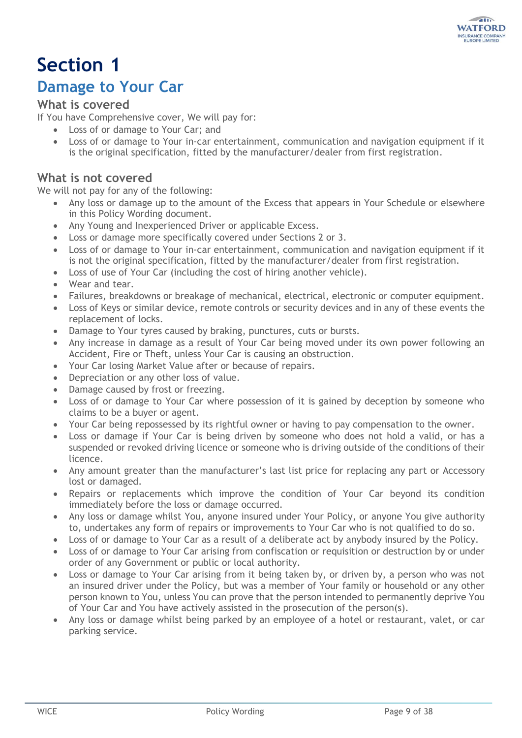# Section 1

## Damage to Your Car

### What is covered

If You have Comprehensive cover, We will pay for:

- Loss of or damage to Your Car; and
- Loss of or damage to Your in-car entertainment, communication and navigation equipment if it is the original specification, fitted by the manufacturer/dealer from first registration.

### What is not covered

We will not pay for any of the following:

- Any loss or damage up to the amount of the Excess that appears in Your Schedule or elsewhere in this Policy Wording document.
- Any Young and Inexperienced Driver or applicable Excess.
- Loss or damage more specifically covered under Sections 2 or 3.
- Loss of or damage to Your in-car entertainment, communication and navigation equipment if it is not the original specification, fitted by the manufacturer/dealer from first registration.
- Loss of use of Your Car (including the cost of hiring another vehicle).
- Wear and tear.
- Failures, breakdowns or breakage of mechanical, electrical, electronic or computer equipment.
- Loss of Keys or similar device, remote controls or security devices and in any of these events the replacement of locks.
- Damage to Your tyres caused by braking, punctures, cuts or bursts.
- Any increase in damage as a result of Your Car being moved under its own power following an Accident, Fire or Theft, unless Your Car is causing an obstruction.
- Your Car losing Market Value after or because of repairs.
- Depreciation or any other loss of value.
- Damage caused by frost or freezing.
- Loss of or damage to Your Car where possession of it is gained by deception by someone who claims to be a buyer or agent.
- Your Car being repossessed by its rightful owner or having to pay compensation to the owner.
- Loss or damage if Your Car is being driven by someone who does not hold a valid, or has a suspended or revoked driving licence or someone who is driving outside of the conditions of their licence.
- Any amount greater than the manufacturer's last list price for replacing any part or Accessory lost or damaged.
- Repairs or replacements which improve the condition of Your Car beyond its condition immediately before the loss or damage occurred.
- Any loss or damage whilst You, anyone insured under Your Policy, or anyone You give authority to, undertakes any form of repairs or improvements to Your Car who is not qualified to do so.
- Loss of or damage to Your Car as a result of a deliberate act by anybody insured by the Policy.
- Loss of or damage to Your Car arising from confiscation or requisition or destruction by or under order of any Government or public or local authority.
- Loss or damage to Your Car arising from it being taken by, or driven by, a person who was not an insured driver under the Policy, but was a member of Your family or household or any other person known to You, unless You can prove that the person intended to permanently deprive You of Your Car and You have actively assisted in the prosecution of the person(s).
- Any loss or damage whilst being parked by an employee of a hotel or restaurant, valet, or car parking service.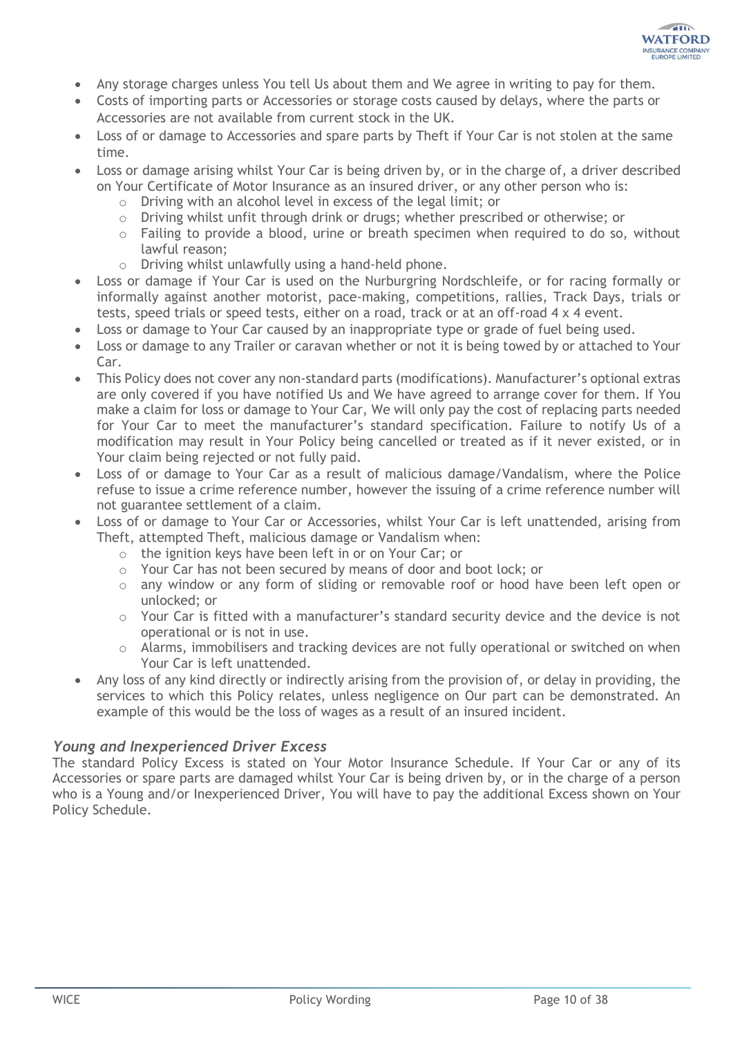- Any storage charges unless You tell Us about them and We agree in writing to pay for them.
- Costs of importing parts or Accessories or storage costs caused by delays, where the parts or Accessories are not available from current stock in the UK.
- Loss of or damage to Accessories and spare parts by Theft if Your Car is not stolen at the same time.
- Loss or damage arising whilst Your Car is being driven by, or in the charge of, a driver described on Your Certificate of Motor Insurance as an insured driver, or any other person who is:
  - Driving with an alcohol level in excess of the legal limit; or
  - Driving whilst unfit through drink or drugs; whether prescribed or otherwise; or
  - Failing to provide a blood, urine or breath specimen when required to do so, without lawful reason;
  - Driving whilst unlawfully using a hand-held phone.
- Loss or damage if Your Car is used on the Nurburgring Nordschleife, or for racing formally or informally against another motorist, pace-making, competitions, rallies, Track Days, trials or tests, speed trials or speed tests, either on a road, track or at an off-road 4 x 4 event.
- Loss or damage to Your Car caused by an inappropriate type or grade of fuel being used.
- Loss or damage to any Trailer or caravan whether or not it is being towed by or attached to Your Car.
- This Policy does not cover any non-standard parts (modifications). Manufacturer's optional extras are only covered if you have notified Us and We have agreed to arrange cover for them. If You make a claim for loss or damage to Your Car, We will only pay the cost of replacing parts needed for Your Car to meet the manufacturer's standard specification. Failure to notify Us of a modification may result in Your Policy being cancelled or treated as if it never existed, or in Your claim being rejected or not fully paid.
- Loss of or damage to Your Car as a result of malicious damage/Vandalism, where the Police refuse to issue a crime reference number, however the issuing of a crime reference number will not guarantee settlement of a claim.
- Loss of or damage to Your Car or Accessories, whilst Your Car is left unattended, arising from Theft, attempted Theft, malicious damage or Vandalism when:
  - the ignition keys have been left in or on Your Car; or
  - Your Car has not been secured by means of door and boot lock; or
  - any window or any form of sliding or removable roof or hood have been left open or unlocked; or
  - Your Car is fitted with a manufacturer's standard security device and the device is not operational or is not in use.
  - Alarms, immobilisers and tracking devices are not fully operational or switched on when Your Car is left unattended.
- Any loss of any kind directly or indirectly arising from the provision of, or delay in providing, the services to which this Policy relates, unless negligence on Our part can be demonstrated. An example of this would be the loss of wages as a result of an insured incident.

### *Young and Inexperienced Driver Excess*

The standard Policy Excess is stated on Your Motor Insurance Schedule. If Your Car or any of its Accessories or spare parts are damaged whilst Your Car is being driven by, or in the charge of a person who is a Young and/or Inexperienced Driver, You will have to pay the additional Excess shown on Your Policy Schedule.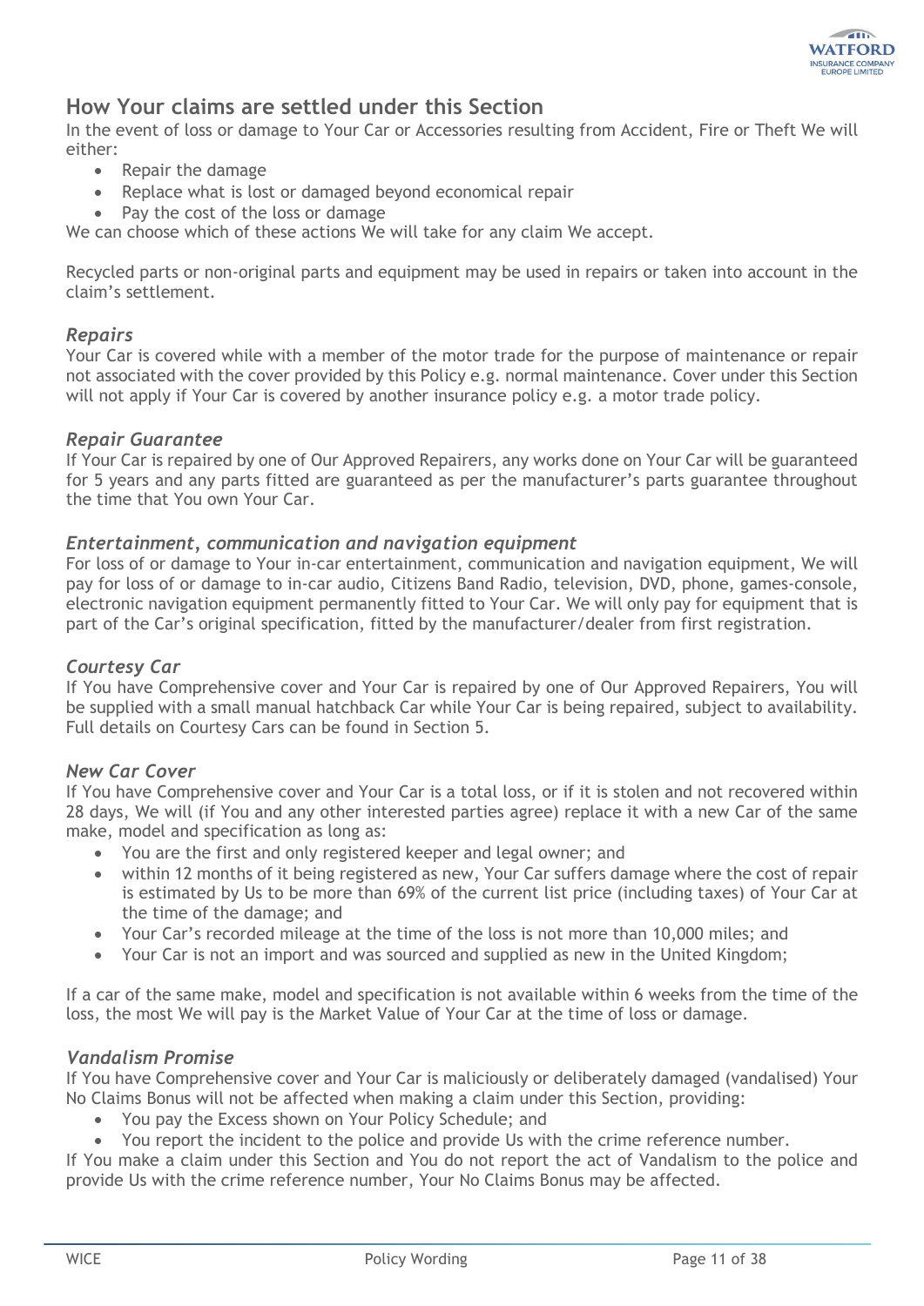## How Your claims are settled under this Section

In the event of loss or damage to Your Car or Accessories resulting from Accident, Fire or Theft We will either:

- Repair the damage
- Replace what is lost or damaged beyond economical repair
- Pay the cost of the loss or damage

We can choose which of these actions We will take for any claim We accept.

Recycled parts or non-original parts and equipment may be used in repairs or taken into account in the claim's settlement.

### *Repairs*

Your Car is covered while with a member of the motor trade for the purpose of maintenance or repair not associated with the cover provided by this Policy e.g. normal maintenance. Cover under this Section will not apply if Your Car is covered by another insurance policy e.g. a motor trade policy.

### *Repair Guarantee*

If Your Car is repaired by one of Our Approved Repairers, any works done on Your Car will be guaranteed for 5 years and any parts fitted are guaranteed as per the manufacturer's parts guarantee throughout the time that You own Your Car.

### *Entertainment, communication and navigation equipment*

For loss of or damage to Your in-car entertainment, communication and navigation equipment, We will pay for loss of or damage to in-car audio, Citizens Band Radio, television, DVD, phone, games-console, electronic navigation equipment permanently fitted to Your Car. We will only pay for equipment that is part of the Car's original specification, fitted by the manufacturer/dealer from first registration.

### *Courtesy Car*

If You have Comprehensive cover and Your Car is repaired by one of Our Approved Repairers, You will be supplied with a small manual hatchback Car while Your Car is being repaired, subject to availability. Full details on Courtesy Cars can be found in Section 5.

### *New Car Cover*

If You have Comprehensive cover and Your Car is a total loss, or if it is stolen and not recovered within 28 days, We will (if You and any other interested parties agree) replace it with a new Car of the same make, model and specification as long as:

- You are the first and only registered keeper and legal owner; and
- within 12 months of it being registered as new, Your Car suffers damage where the cost of repair is estimated by Us to be more than 69% of the current list price (including taxes) of Your Car at the time of the damage; and
- Your Car's recorded mileage at the time of the loss is not more than 10,000 miles; and
- Your Car is not an import and was sourced and supplied as new in the United Kingdom;

If a car of the same make, model and specification is not available within 6 weeks from the time of the loss, the most We will pay is the Market Value of Your Car at the time of loss or damage.

### *Vandalism Promise*

If You have Comprehensive cover and Your Car is maliciously or deliberately damaged (vandalised) Your No Claims Bonus will not be affected when making a claim under this Section, providing:

- You pay the Excess shown on Your Policy Schedule; and
- You report the incident to the police and provide Us with the crime reference number.

If You make a claim under this Section and You do not report the act of Vandalism to the police and provide Us with the crime reference number, Your No Claims Bonus may be affected.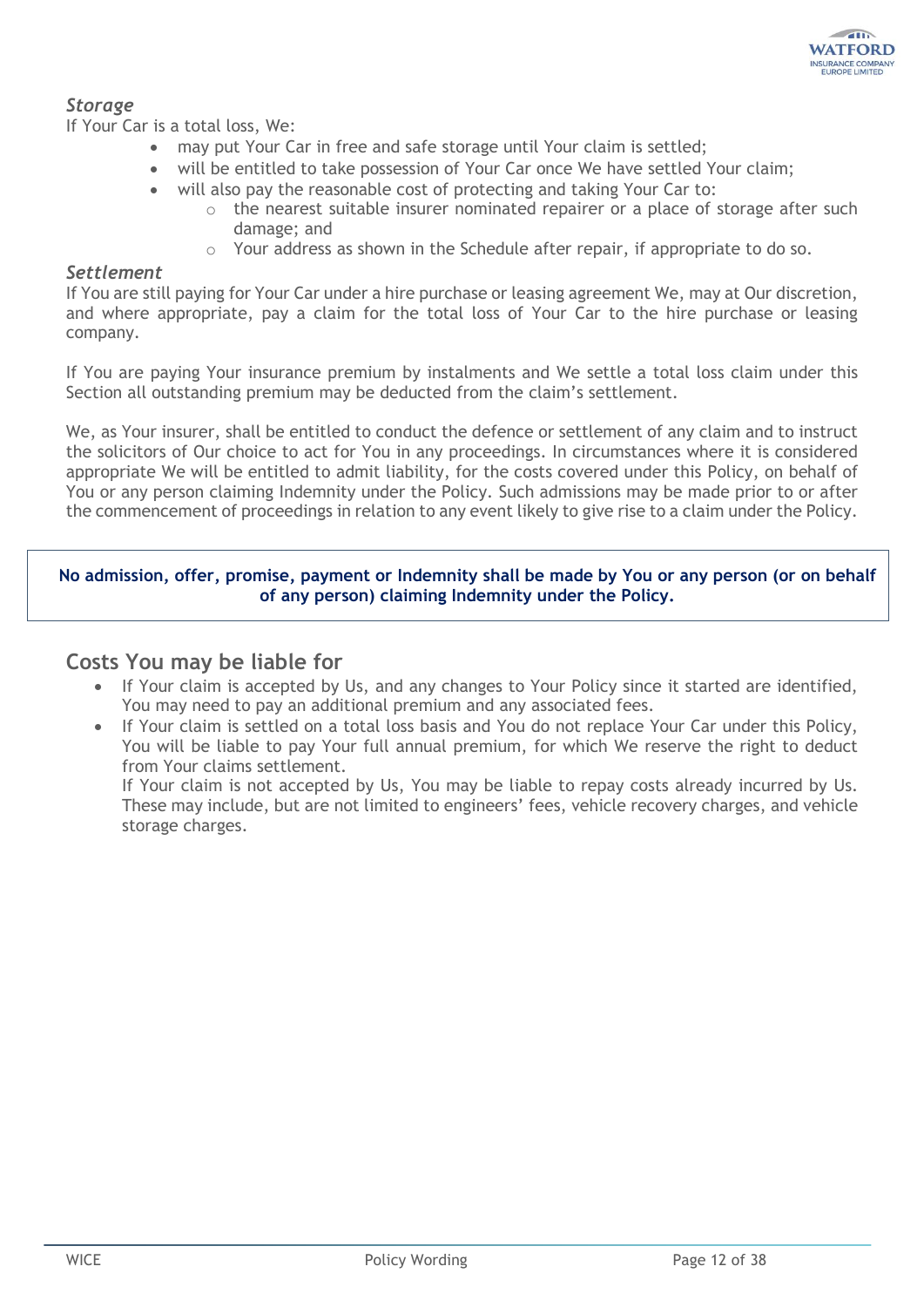### *Storage*

If Your Car is a total loss, We:

- may put Your Car in free and safe storage until Your claim is settled;
- will be entitled to take possession of Your Car once We have settled Your claim;
- will also pay the reasonable cost of protecting and taking Your Car to:
    - the nearest suitable insurer nominated repairer or a place of storage after such damage; and
    - Your address as shown in the Schedule after repair, if appropriate to do so.

### *Settlement*

If You are still paying for Your Car under a hire purchase or leasing agreement We, may at Our discretion, and where appropriate, pay a claim for the total loss of Your Car to the hire purchase or leasing company.

If You are paying Your insurance premium by instalments and We settle a total loss claim under this Section all outstanding premium may be deducted from the claim's settlement.

We, as Your insurer, shall be entitled to conduct the defence or settlement of any claim and to instruct the solicitors of Our choice to act for You in any proceedings. In circumstances where it is considered appropriate We will be entitled to admit liability, for the costs covered under this Policy, on behalf of You or any person claiming Indemnity under the Policy. Such admissions may be made prior to or after the commencement of proceedings in relation to any event likely to give rise to a claim under the Policy.

**No admission, offer, promise, payment or Indemnity shall be made by You or any person (or on behalf of any person) claiming Indemnity under the Policy.**

## Costs You may be liable for

- If Your claim is accepted by Us, and any changes to Your Policy since it started are identified, You may need to pay an additional premium and any associated fees.
- If Your claim is settled on a total loss basis and You do not replace Your Car under this Policy, You will be liable to pay Your full annual premium, for which We reserve the right to deduct from Your claims settlement.

  If Your claim is not accepted by Us, You may be liable to repay costs already incurred by Us. These may include, but are not limited to engineers' fees, vehicle recovery charges, and vehicle storage charges.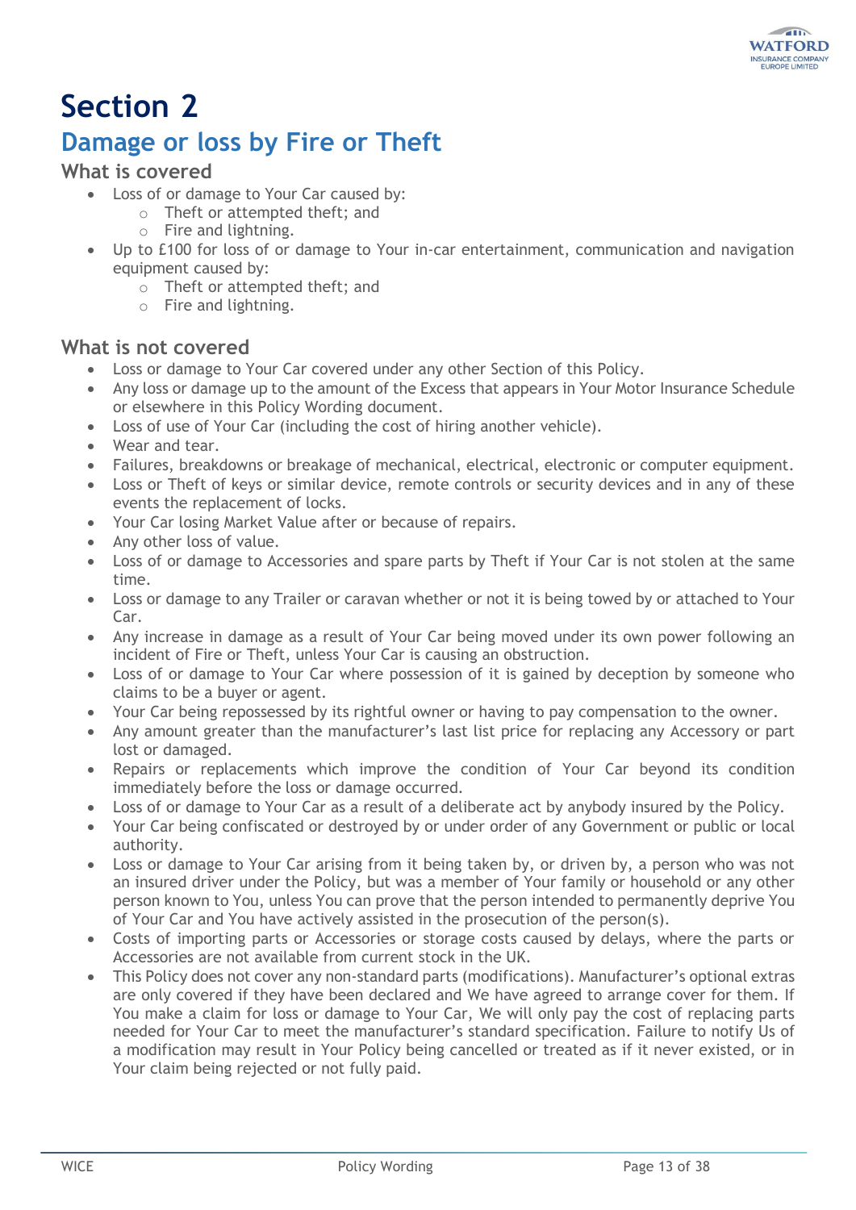# Section 2

## Damage or loss by Fire or Theft

### What is covered

- Loss of or damage to Your Car caused by:
  - Theft or attempted theft; and
  - Fire and lightning.
- Up to £100 for loss of or damage to Your in-car entertainment, communication and navigation equipment caused by:
  - Theft or attempted theft; and
  - Fire and lightning.

### What is not covered

- Loss or damage to Your Car covered under any other Section of this Policy.
- Any loss or damage up to the amount of the Excess that appears in Your Motor Insurance Schedule or elsewhere in this Policy Wording document.
- Loss of use of Your Car (including the cost of hiring another vehicle).
- Wear and tear.
- Failures, breakdowns or breakage of mechanical, electrical, electronic or computer equipment.
- Loss or Theft of keys or similar device, remote controls or security devices and in any of these events the replacement of locks.
- Your Car losing Market Value after or because of repairs.
- Any other loss of value.
- Loss of or damage to Accessories and spare parts by Theft if Your Car is not stolen at the same time.
- Loss or damage to any Trailer or caravan whether or not it is being towed by or attached to Your Car.
- Any increase in damage as a result of Your Car being moved under its own power following an incident of Fire or Theft, unless Your Car is causing an obstruction.
- Loss of or damage to Your Car where possession of it is gained by deception by someone who claims to be a buyer or agent.
- Your Car being repossessed by its rightful owner or having to pay compensation to the owner.
- Any amount greater than the manufacturer's last list price for replacing any Accessory or part lost or damaged.
- Repairs or replacements which improve the condition of Your Car beyond its condition immediately before the loss or damage occurred.
- Loss of or damage to Your Car as a result of a deliberate act by anybody insured by the Policy.
- Your Car being confiscated or destroyed by or under order of any Government or public or local authority.
- Loss or damage to Your Car arising from it being taken by, or driven by, a person who was not an insured driver under the Policy, but was a member of Your family or household or any other person known to You, unless You can prove that the person intended to permanently deprive You of Your Car and You have actively assisted in the prosecution of the person(s).
- Costs of importing parts or Accessories or storage costs caused by delays, where the parts or Accessories are not available from current stock in the UK.
- This Policy does not cover any non-standard parts (modifications). Manufacturer's optional extras are only covered if they have been declared and We have agreed to arrange cover for them. If You make a claim for loss or damage to Your Car, We will only pay the cost of replacing parts needed for Your Car to meet the manufacturer's standard specification. Failure to notify Us of a modification may result in Your Policy being cancelled or treated as if it never existed, or in Your claim being rejected or not fully paid.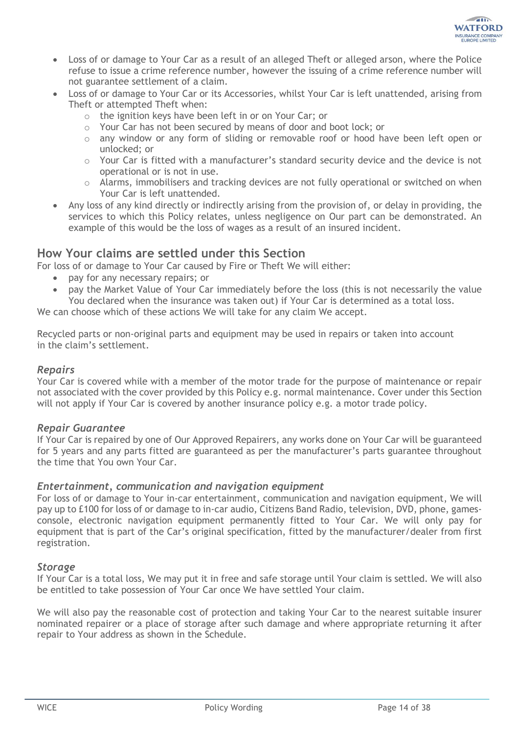- Loss of or damage to Your Car as a result of an alleged Theft or alleged arson, where the Police refuse to issue a crime reference number, however the issuing of a crime reference number will not guarantee settlement of a claim.
- Loss of or damage to Your Car or its Accessories, whilst Your Car is left unattended, arising from Theft or attempted Theft when:
  - the ignition keys have been left in or on Your Car; or
  - Your Car has not been secured by means of door and boot lock; or
  - any window or any form of sliding or removable roof or hood have been left open or unlocked; or
  - Your Car is fitted with a manufacturer's standard security device and the device is not operational or is not in use.
  - Alarms, immobilisers and tracking devices are not fully operational or switched on when Your Car is left unattended.
- Any loss of any kind directly or indirectly arising from the provision of, or delay in providing, the services to which this Policy relates, unless negligence on Our part can be demonstrated. An example of this would be the loss of wages as a result of an insured incident.

## How Your claims are settled under this Section

For loss of or damage to Your Car caused by Fire or Theft We will either:

- pay for any necessary repairs; or
- pay the Market Value of Your Car immediately before the loss (this is not necessarily the value You declared when the insurance was taken out) if Your Car is determined as a total loss.

We can choose which of these actions We will take for any claim We accept.

Recycled parts or non-original parts and equipment may be used in repairs or taken into account in the claim's settlement.

### *Repairs*

Your Car is covered while with a member of the motor trade for the purpose of maintenance or repair not associated with the cover provided by this Policy e.g. normal maintenance. Cover under this Section will not apply if Your Car is covered by another insurance policy e.g. a motor trade policy.

### *Repair Guarantee*

If Your Car is repaired by one of Our Approved Repairers, any works done on Your Car will be guaranteed for 5 years and any parts fitted are guaranteed as per the manufacturer's parts guarantee throughout the time that You own Your Car.

### *Entertainment, communication and navigation equipment*

For loss of or damage to Your in-car entertainment, communication and navigation equipment, We will pay up to £100 for loss of or damage to in-car audio, Citizens Band Radio, television, DVD, phone, games-console, electronic navigation equipment permanently fitted to Your Car. We will only pay for equipment that is part of the Car's original specification, fitted by the manufacturer/dealer from first registration.

### *Storage*

If Your Car is a total loss, We may put it in free and safe storage until Your claim is settled. We will also be entitled to take possession of Your Car once We have settled Your claim.

We will also pay the reasonable cost of protection and taking Your Car to the nearest suitable insurer nominated repairer or a place of storage after such damage and where appropriate returning it after repair to Your address as shown in the Schedule.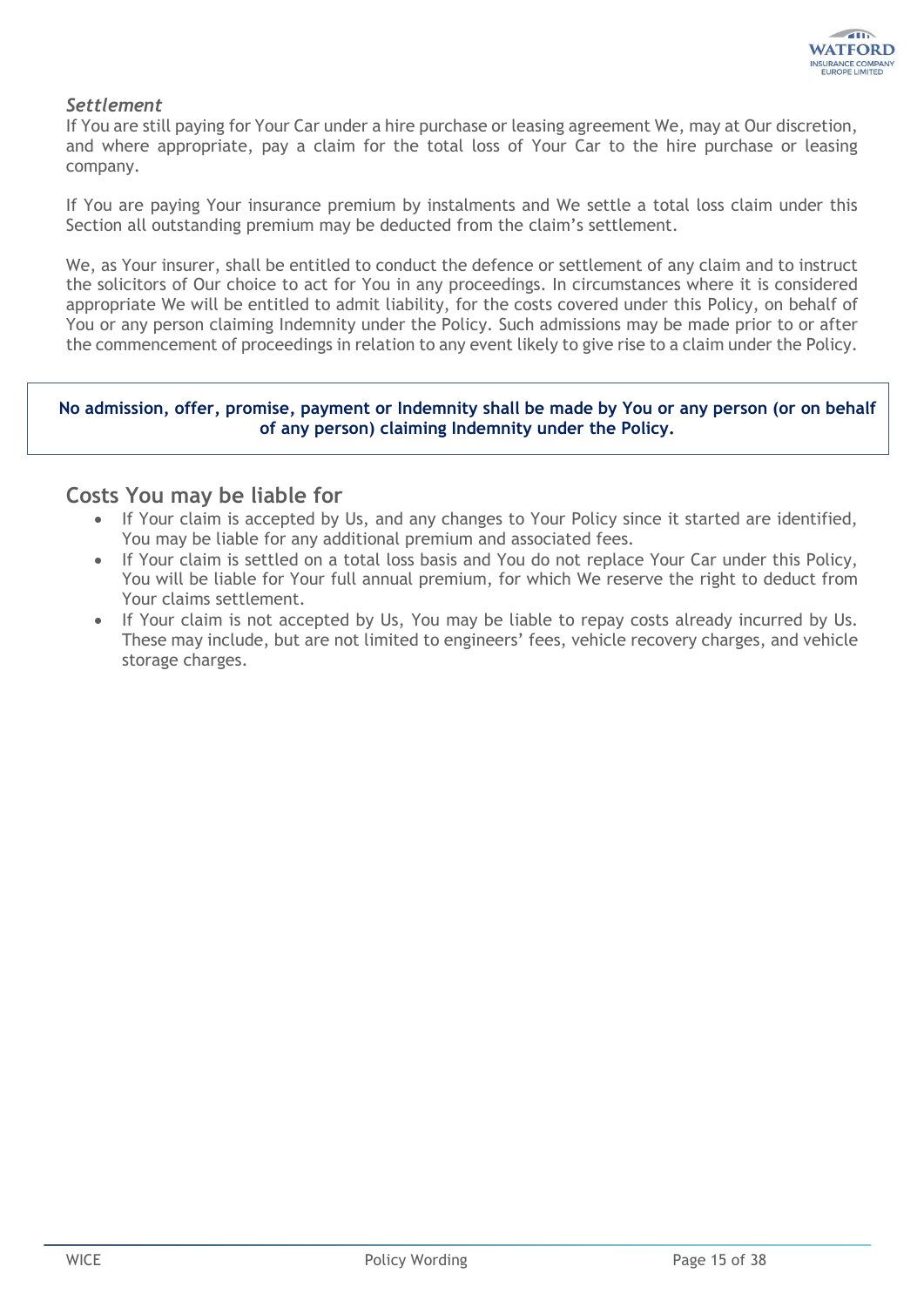### *Settlement*

If You are still paying for Your Car under a hire purchase or leasing agreement We, may at Our discretion, and where appropriate, pay a claim for the total loss of Your Car to the hire purchase or leasing company.

If You are paying Your insurance premium by instalments and We settle a total loss claim under this Section all outstanding premium may be deducted from the claim's settlement.

We, as Your insurer, shall be entitled to conduct the defence or settlement of any claim and to instruct the solicitors of Our choice to act for You in any proceedings. In circumstances where it is considered appropriate We will be entitled to admit liability, for the costs covered under this Policy, on behalf of You or any person claiming Indemnity under the Policy. Such admissions may be made prior to or after the commencement of proceedings in relation to any event likely to give rise to a claim under the Policy.

**No admission, offer, promise, payment or Indemnity shall be made by You or any person (or on behalf of any person) claiming Indemnity under the Policy.**

## Costs You may be liable for

- If Your claim is accepted by Us, and any changes to Your Policy since it started are identified, You may be liable for any additional premium and associated fees.
- If Your claim is settled on a total loss basis and You do not replace Your Car under this Policy, You will be liable for Your full annual premium, for which We reserve the right to deduct from Your claims settlement.
- If Your claim is not accepted by Us, You may be liable to repay costs already incurred by Us. These may include, but are not limited to engineers' fees, vehicle recovery charges, and vehicle storage charges.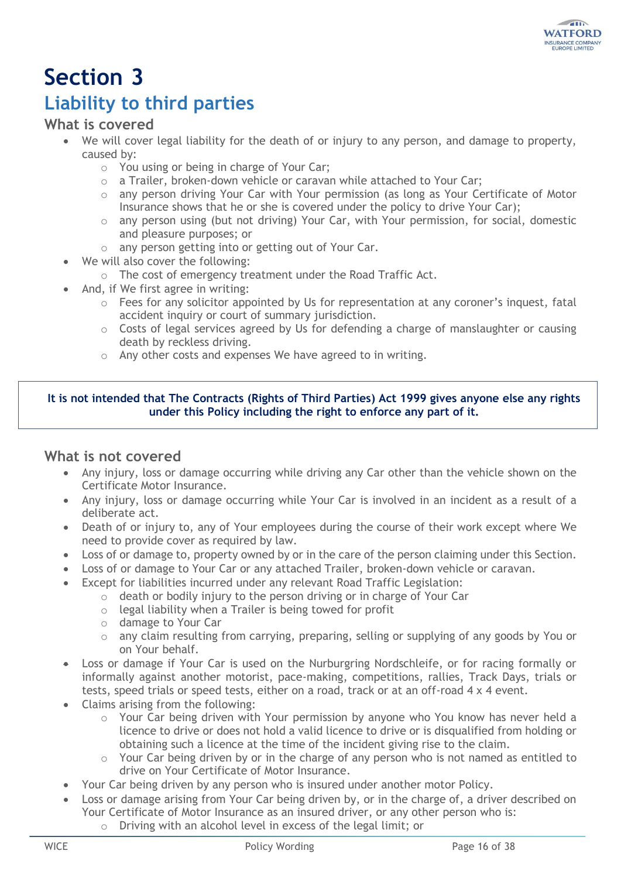# Section 3

## Liability to third parties

### What is covered

- We will cover legal liability for the death of or injury to any person, and damage to property, caused by:
  - You using or being in charge of Your Car;
  - a Trailer, broken-down vehicle or caravan while attached to Your Car;
  - any person driving Your Car with Your permission (as long as Your Certificate of Motor Insurance shows that he or she is covered under the policy to drive Your Car);
  - any person using (but not driving) Your Car, with Your permission, for social, domestic and pleasure purposes; or
  - any person getting into or getting out of Your Car.
- We will also cover the following:
  - The cost of emergency treatment under the Road Traffic Act.
- And, if We first agree in writing:
  - Fees for any solicitor appointed by Us for representation at any coroner's inquest, fatal accident inquiry or court of summary jurisdiction.
  - Costs of legal services agreed by Us for defending a charge of manslaughter or causing death by reckless driving.
  - Any other costs and expenses We have agreed to in writing.

**It is not intended that The Contracts (Rights of Third Parties) Act 1999 gives anyone else any rights under this Policy including the right to enforce any part of it.**

### What is not covered

- Any injury, loss or damage occurring while driving any Car other than the vehicle shown on the Certificate Motor Insurance.
- Any injury, loss or damage occurring while Your Car is involved in an incident as a result of a deliberate act.
- Death of or injury to, any of Your employees during the course of their work except where We need to provide cover as required by law.
- Loss of or damage to, property owned by or in the care of the person claiming under this Section.
- Loss of or damage to Your Car or any attached Trailer, broken-down vehicle or caravan.
- Except for liabilities incurred under any relevant Road Traffic Legislation:
  - death or bodily injury to the person driving or in charge of Your Car
  - legal liability when a Trailer is being towed for profit
  - damage to Your Car
  - any claim resulting from carrying, preparing, selling or supplying of any goods by You or on Your behalf.
- Loss or damage if Your Car is used on the Nurburgring Nordschleife, or for racing formally or informally against another motorist, pace-making, competitions, rallies, Track Days, trials or tests, speed trials or speed tests, either on a road, track or at an off-road 4 x 4 event.
- Claims arising from the following:
  - Your Car being driven with Your permission by anyone who You know has never held a licence to drive or does not hold a valid licence to drive or is disqualified from holding or obtaining such a licence at the time of the incident giving rise to the claim.
  - Your Car being driven by or in the charge of any person who is not named as entitled to drive on Your Certificate of Motor Insurance.
- Your Car being driven by any person who is insured under another motor Policy.
- Loss or damage arising from Your Car being driven by, or in the charge of, a driver described on Your Certificate of Motor Insurance as an insured driver, or any other person who is:
  - Driving with an alcohol level in excess of the legal limit; or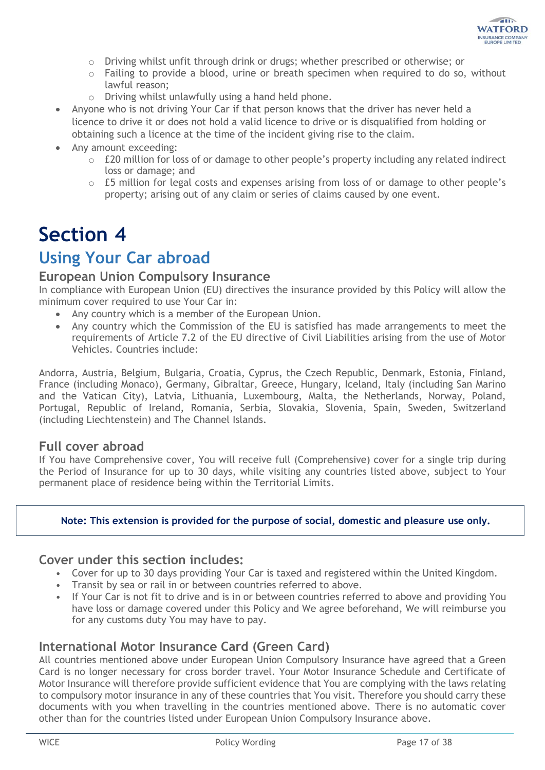- Driving whilst unfit through drink or drugs; whether prescribed or otherwise; or
  - Failing to provide a blood, urine or breath specimen when required to do so, without lawful reason;
  - Driving whilst unlawfully using a hand held phone.
- Anyone who is not driving Your Car if that person knows that the driver has never held a licence to drive it or does not hold a valid licence to drive or is disqualified from holding or obtaining such a licence at the time of the incident giving rise to the claim.
- Any amount exceeding:
  - £20 million for loss of or damage to other people's property including any related indirect loss or damage; and
  - £5 million for legal costs and expenses arising from loss of or damage to other people's property; arising out of any claim or series of claims caused by one event.

# Section 4

## Using Your Car abroad

### European Union Compulsory Insurance

In compliance with European Union (EU) directives the insurance provided by this Policy will allow the minimum cover required to use Your Car in:

- Any country which is a member of the European Union.
- Any country which the Commission of the EU is satisfied has made arrangements to meet the requirements of Article 7.2 of the EU directive of Civil Liabilities arising from the use of Motor Vehicles. Countries include:

Andorra, Austria, Belgium, Bulgaria, Croatia, Cyprus, the Czech Republic, Denmark, Estonia, Finland, France (including Monaco), Germany, Gibraltar, Greece, Hungary, Iceland, Italy (including San Marino and the Vatican City), Latvia, Lithuania, Luxembourg, Malta, the Netherlands, Norway, Poland, Portugal, Republic of Ireland, Romania, Serbia, Slovakia, Slovenia, Spain, Sweden, Switzerland (including Liechtenstein) and The Channel Islands.

### Full cover abroad

If You have Comprehensive cover, You will receive full (Comprehensive) cover for a single trip during the Period of Insurance for up to 30 days, while visiting any countries listed above, subject to Your permanent place of residence being within the Territorial Limits.

**Note: This extension is provided for the purpose of social, domestic and pleasure use only.**

### Cover under this section includes:

- Cover for up to 30 days providing Your Car is taxed and registered within the United Kingdom.
- Transit by sea or rail in or between countries referred to above.
- If Your Car is not fit to drive and is in or between countries referred to above and providing You have loss or damage covered under this Policy and We agree beforehand, We will reimburse you for any customs duty You may have to pay.

### International Motor Insurance Card (Green Card)

All countries mentioned above under European Union Compulsory Insurance have agreed that a Green Card is no longer necessary for cross border travel. Your Motor Insurance Schedule and Certificate of Motor Insurance will therefore provide sufficient evidence that You are complying with the laws relating to compulsory motor insurance in any of these countries that You visit. Therefore you should carry these documents with you when travelling in the countries mentioned above. There is no automatic cover other than for the countries listed under European Union Compulsory Insurance above.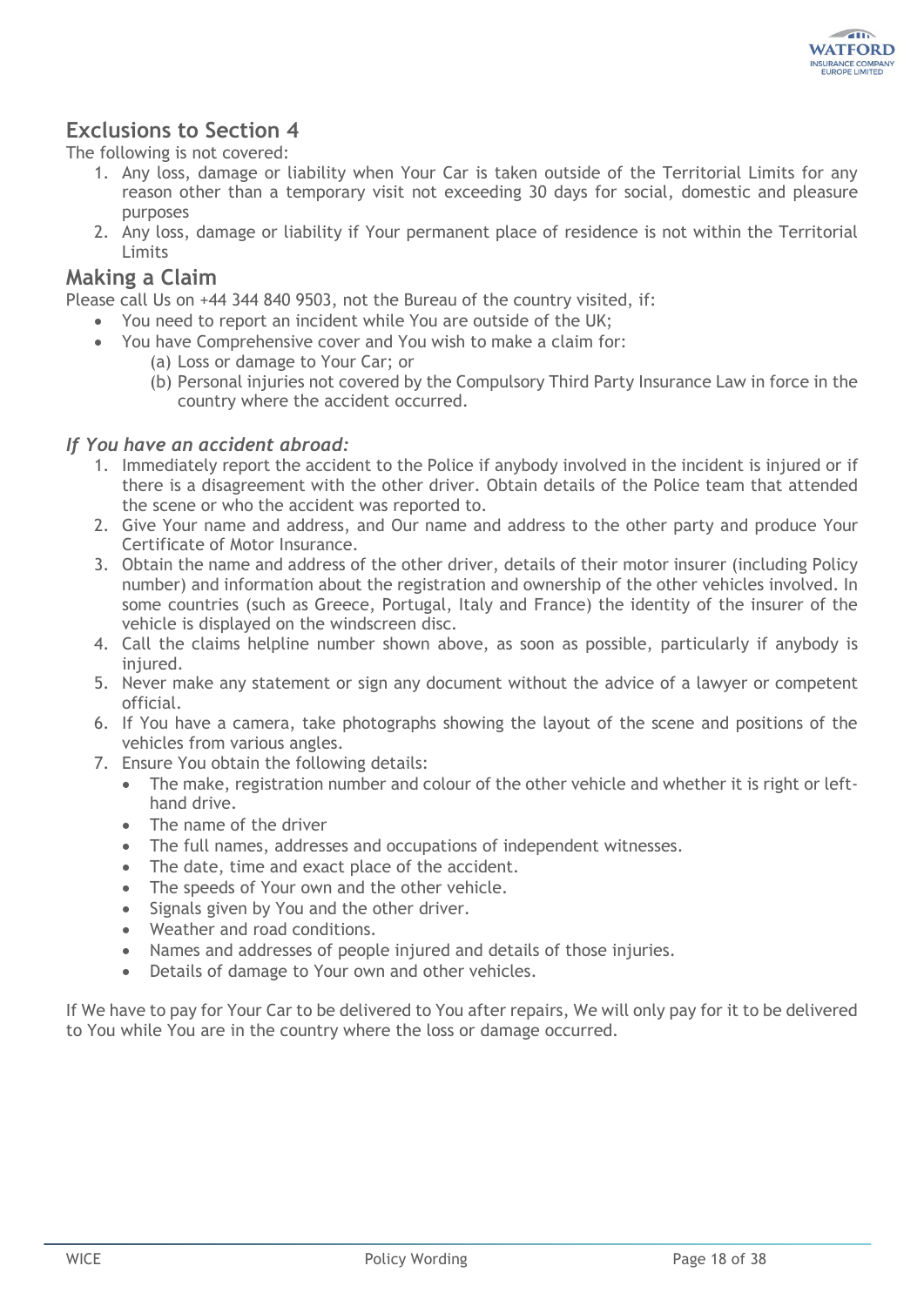## Exclusions to Section 4

The following is not covered:

1. Any loss, damage or liability when Your Car is taken outside of the Territorial Limits for any reason other than a temporary visit not exceeding 30 days for social, domestic and pleasure purposes
2. Any loss, damage or liability if Your permanent place of residence is not within the Territorial Limits

## Making a Claim

Please call Us on +44 344 840 9503, not the Bureau of the country visited, if:

- You need to report an incident while You are outside of the UK;
- You have Comprehensive cover and You wish to make a claim for:
  - (a) Loss or damage to Your Car; or
  - (b) Personal injuries not covered by the Compulsory Third Party Insurance Law in force in the country where the accident occurred.

### *If You have an accident abroad:*

1. Immediately report the accident to the Police if anybody involved in the incident is injured or if there is a disagreement with the other driver. Obtain details of the Police team that attended the scene or who the accident was reported to.
2. Give Your name and address, and Our name and address to the other party and produce Your Certificate of Motor Insurance.
3. Obtain the name and address of the other driver, details of their motor insurer (including Policy number) and information about the registration and ownership of the other vehicles involved. In some countries (such as Greece, Portugal, Italy and France) the identity of the insurer of the vehicle is displayed on the windscreen disc.
4. Call the claims helpline number shown above, as soon as possible, particularly if anybody is injured.
5. Never make any statement or sign any document without the advice of a lawyer or competent official.
6. If You have a camera, take photographs showing the layout of the scene and positions of the vehicles from various angles.
7. Ensure You obtain the following details:
   - The make, registration number and colour of the other vehicle and whether it is right or left-hand drive.
   - The name of the driver
   - The full names, addresses and occupations of independent witnesses.
   - The date, time and exact place of the accident.
   - The speeds of Your own and the other vehicle.
   - Signals given by You and the other driver.
   - Weather and road conditions.
   - Names and addresses of people injured and details of those injuries.
   - Details of damage to Your own and other vehicles.

If We have to pay for Your Car to be delivered to You after repairs, We will only pay for it to be delivered to You while You are in the country where the loss or damage occurred.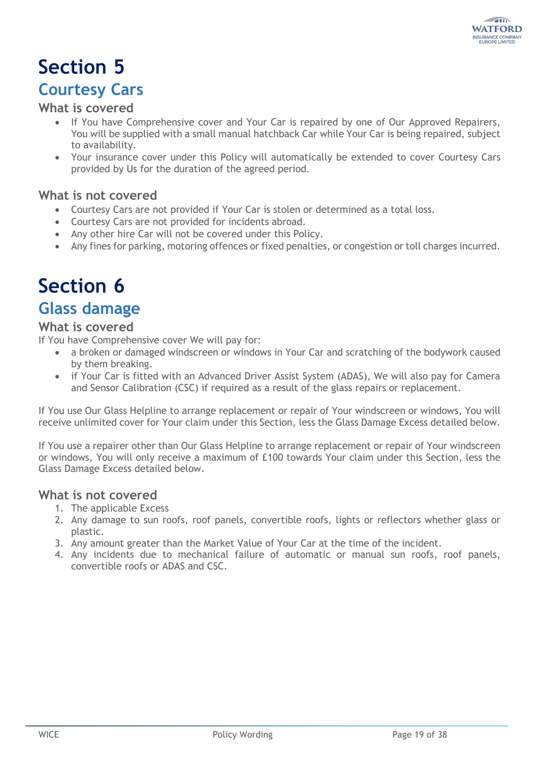# Section 5

## Courtesy Cars

### What is covered

- If You have Comprehensive cover and Your Car is repaired by one of Our Approved Repairers, You will be supplied with a small manual hatchback Car while Your Car is being repaired, subject to availability.
- Your insurance cover under this Policy will automatically be extended to cover Courtesy Cars provided by Us for the duration of the agreed period.

### What is not covered

- Courtesy Cars are not provided if Your Car is stolen or determined as a total loss.
- Courtesy Cars are not provided for incidents abroad.
- Any other hire Car will not be covered under this Policy.
- Any fines for parking, motoring offences or fixed penalties, or congestion or toll charges incurred.

# Section 6

## Glass damage

### What is covered

If You have Comprehensive cover We will pay for:

- a broken or damaged windscreen or windows in Your Car and scratching of the bodywork caused by them breaking.
- if Your Car is fitted with an Advanced Driver Assist System (ADAS), We will also pay for Camera and Sensor Calibration (CSC) if required as a result of the glass repairs or replacement.

If You use Our Glass Helpline to arrange replacement or repair of Your windscreen or windows, You will receive unlimited cover for Your claim under this Section, less the Glass Damage Excess detailed below.

If You use a repairer other than Our Glass Helpline to arrange replacement or repair of Your windscreen or windows, You will only receive a maximum of £100 towards Your claim under this Section, less the Glass Damage Excess detailed below.

### What is not covered

1. The applicable Excess
2. Any damage to sun roofs, roof panels, convertible roofs, lights or reflectors whether glass or plastic.
3. Any amount greater than the Market Value of Your Car at the time of the incident.
4. Any incidents due to mechanical failure of automatic or manual sun roofs, roof panels, convertible roofs or ADAS and CSC.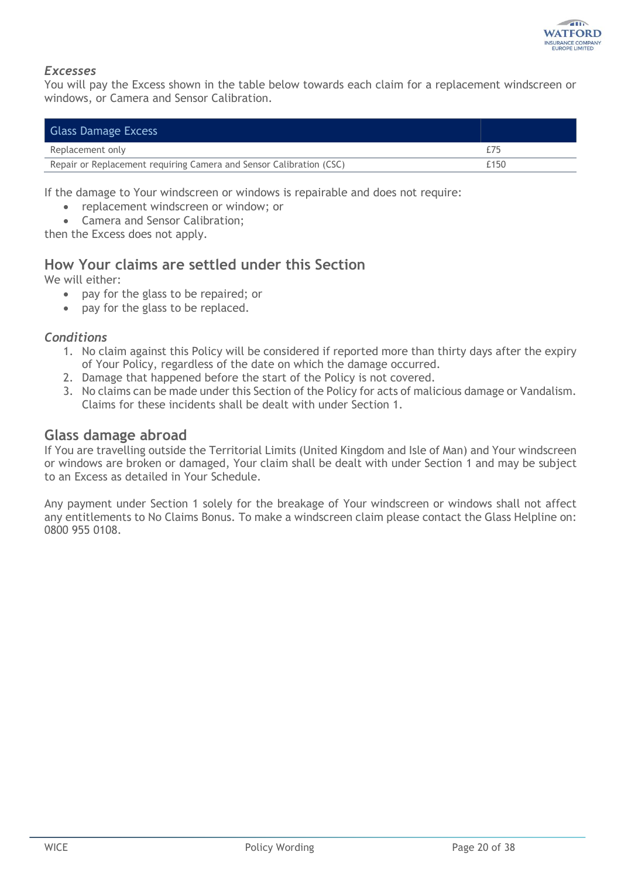### *Excesses*

You will pay the Excess shown in the table below towards each claim for a replacement windscreen or windows, or Camera and Sensor Calibration.

| Glass Damage Excess | |
|---|---|
| Replacement only | £75 |
| Repair or Replacement requiring Camera and Sensor Calibration (CSC) | £150 |

If the damage to Your windscreen or windows is repairable and does not require:

- replacement windscreen or window; or
- Camera and Sensor Calibration;

then the Excess does not apply.

## How Your claims are settled under this Section

We will either:

- pay for the glass to be repaired; or
- pay for the glass to be replaced.

### *Conditions*

1. No claim against this Policy will be considered if reported more than thirty days after the expiry of Your Policy, regardless of the date on which the damage occurred.
2. Damage that happened before the start of the Policy is not covered.
3. No claims can be made under this Section of the Policy for acts of malicious damage or Vandalism. Claims for these incidents shall be dealt with under Section 1.

## Glass damage abroad

If You are travelling outside the Territorial Limits (United Kingdom and Isle of Man) and Your windscreen or windows are broken or damaged, Your claim shall be dealt with under Section 1 and may be subject to an Excess as detailed in Your Schedule.

Any payment under Section 1 solely for the breakage of Your windscreen or windows shall not affect any entitlements to No Claims Bonus. To make a windscreen claim please contact the Glass Helpline on: 0800 955 0108.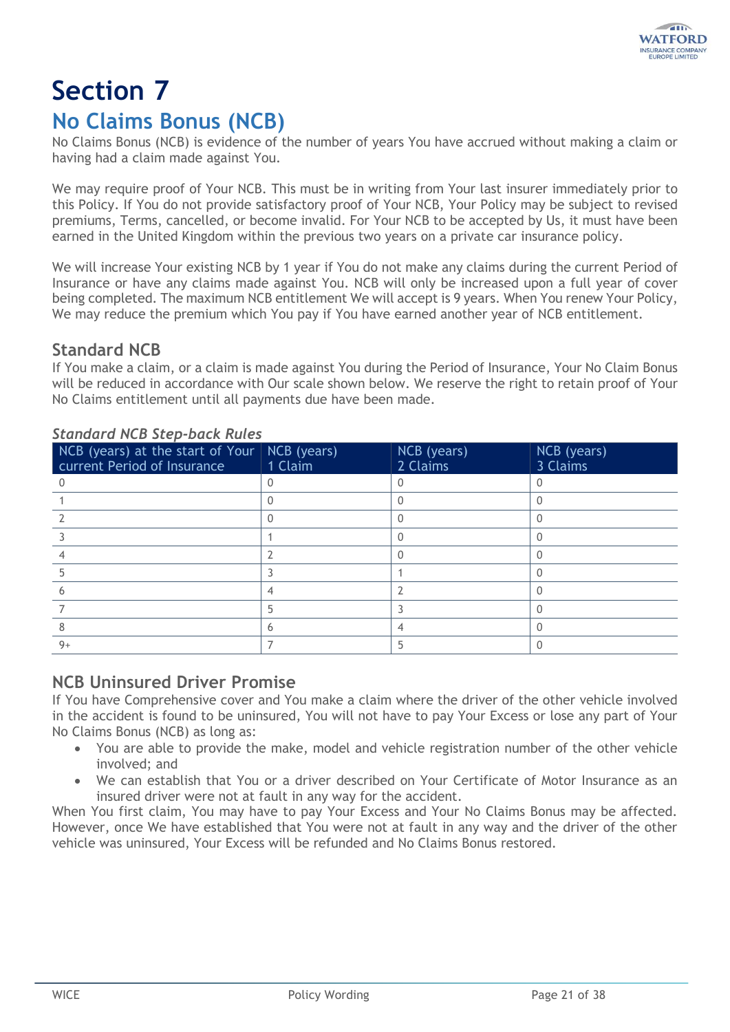# Section 7

## No Claims Bonus (NCB)

No Claims Bonus (NCB) is evidence of the number of years You have accrued without making a claim or having had a claim made against You.

We may require proof of Your NCB. This must be in writing from Your last insurer immediately prior to this Policy. If You do not provide satisfactory proof of Your NCB, Your Policy may be subject to revised premiums, Terms, cancelled, or become invalid. For Your NCB to be accepted by Us, it must have been earned in the United Kingdom within the previous two years on a private car insurance policy.

We will increase Your existing NCB by 1 year if You do not make any claims during the current Period of Insurance or have any claims made against You. NCB will only be increased upon a full year of cover being completed. The maximum NCB entitlement We will accept is 9 years. When You renew Your Policy, We may reduce the premium which You pay if You have earned another year of NCB entitlement.

### Standard NCB

If You make a claim, or a claim is made against You during the Period of Insurance, Your No Claim Bonus will be reduced in accordance with Our scale shown below. We reserve the right to retain proof of Your No Claims entitlement until all payments due have been made.

*Standard NCB Step-back Rules*

| NCB (years) at the start of Your current Period of Insurance | NCB (years) 1 Claim | NCB (years) 2 Claims | NCB (years) 3 Claims |
|---|---|---|---|
| 0 | 0 | 0 | 0 |
| 1 | 0 | 0 | 0 |
| 2 | 0 | 0 | 0 |
| 3 | 1 | 0 | 0 |
| 4 | 2 | 0 | 0 |
| 5 | 3 | 1 | 0 |
| 6 | 4 | 2 | 0 |
| 7 | 5 | 3 | 0 |
| 8 | 6 | 4 | 0 |
| 9+ | 7 | 5 | 0 |

### NCB Uninsured Driver Promise

If You have Comprehensive cover and You make a claim where the driver of the other vehicle involved in the accident is found to be uninsured, You will not have to pay Your Excess or lose any part of Your No Claims Bonus (NCB) as long as:

- You are able to provide the make, model and vehicle registration number of the other vehicle involved; and
- We can establish that You or a driver described on Your Certificate of Motor Insurance as an insured driver were not at fault in any way for the accident.

When You first claim, You may have to pay Your Excess and Your No Claims Bonus may be affected. However, once We have established that You were not at fault in any way and the driver of the other vehicle was uninsured, Your Excess will be refunded and No Claims Bonus restored.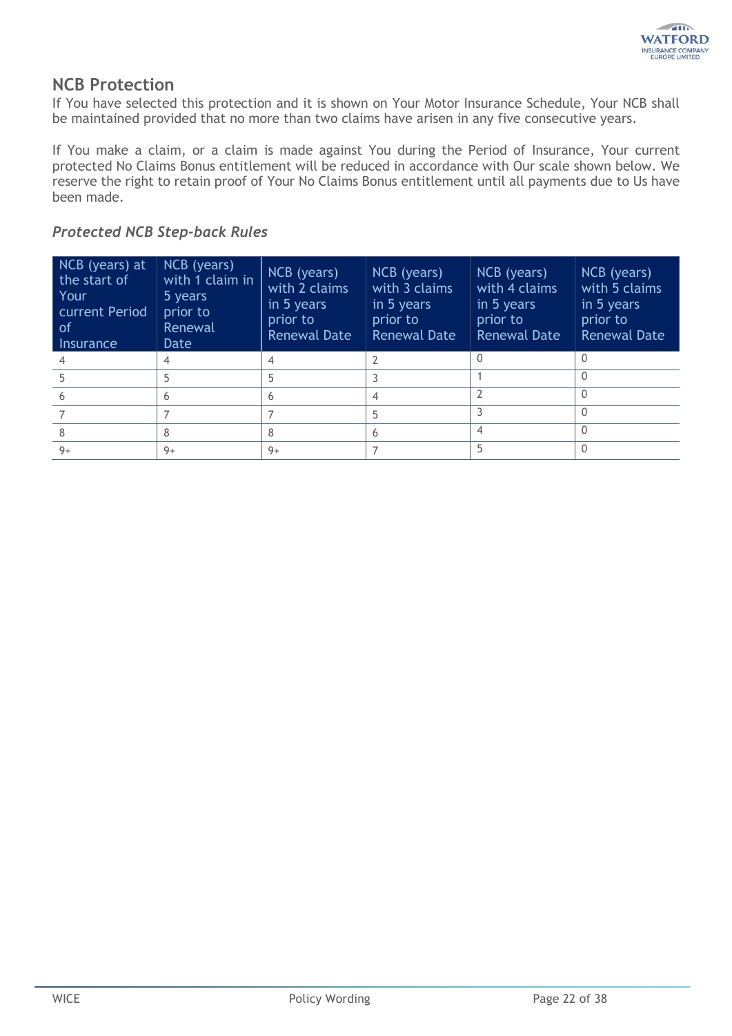## NCB Protection

If You have selected this protection and it is shown on Your Motor Insurance Schedule, Your NCB shall be maintained provided that no more than two claims have arisen in any five consecutive years.

If You make a claim, or a claim is made against You during the Period of Insurance, Your current protected No Claims Bonus entitlement will be reduced in accordance with Our scale shown below. We reserve the right to retain proof of Your No Claims Bonus entitlement until all payments due to Us have been made.

### *Protected NCB Step-back Rules*

| NCB (years) at the start of Your current Period of Insurance | NCB (years) with 1 claim in 5 years prior to Renewal Date | NCB (years) with 2 claims in 5 years prior to Renewal Date | NCB (years) with 3 claims in 5 years prior to Renewal Date | NCB (years) with 4 claims in 5 years prior to Renewal Date | NCB (years) with 5 claims in 5 years prior to Renewal Date |
|---|---|---|---|---|---|
| 4 | 4 | 4 | 2 | 0 | 0 |
| 5 | 5 | 5 | 3 | 1 | 0 |
| 6 | 6 | 6 | 4 | 2 | 0 |
| 7 | 7 | 7 | 5 | 3 | 0 |
| 8 | 8 | 8 | 6 | 4 | 0 |
| 9+ | 9+ | 9+ | 7 | 5 | 0 |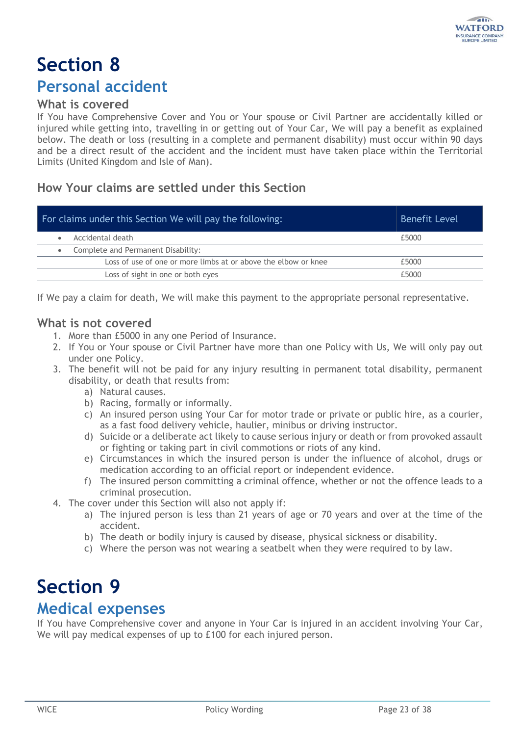# Section 8

## Personal accident

### What is covered

If You have Comprehensive Cover and You or Your spouse or Civil Partner are accidentally killed or injured while getting into, travelling in or getting out of Your Car, We will pay a benefit as explained below. The death or loss (resulting in a complete and permanent disability) must occur within 90 days and be a direct result of the accident and the incident must have taken place within the Territorial Limits (United Kingdom and Isle of Man).

### How Your claims are settled under this Section

| For claims under this Section We will pay the following: | Benefit Level |
|---|---|
| • Accidental death | £5000 |
| • Complete and Permanent Disability: | |
| Loss of use of one or more limbs at or above the elbow or knee | £5000 |
| Loss of sight in one or both eyes | £5000 |

If We pay a claim for death, We will make this payment to the appropriate personal representative.

### What is not covered

1. More than £5000 in any one Period of Insurance.
2. If You or Your spouse or Civil Partner have more than one Policy with Us, We will only pay out under one Policy.
3. The benefit will not be paid for any injury resulting in permanent total disability, permanent disability, or death that results from:
   a) Natural causes.
   b) Racing, formally or informally.
   c) An insured person using Your Car for motor trade or private or public hire, as a courier, as a fast food delivery vehicle, haulier, minibus or driving instructor.
   d) Suicide or a deliberate act likely to cause serious injury or death or from provoked assault or fighting or taking part in civil commotions or riots of any kind.
   e) Circumstances in which the insured person is under the influence of alcohol, drugs or medication according to an official report or independent evidence.
   f) The insured person committing a criminal offence, whether or not the offence leads to a criminal prosecution.
4. The cover under this Section will also not apply if:
   a) The injured person is less than 21 years of age or 70 years and over at the time of the accident.
   b) The death or bodily injury is caused by disease, physical sickness or disability.
   c) Where the person was not wearing a seatbelt when they were required to by law.

# Section 9

## Medical expenses

If You have Comprehensive cover and anyone in Your Car is injured in an accident involving Your Car, We will pay medical expenses of up to £100 for each injured person.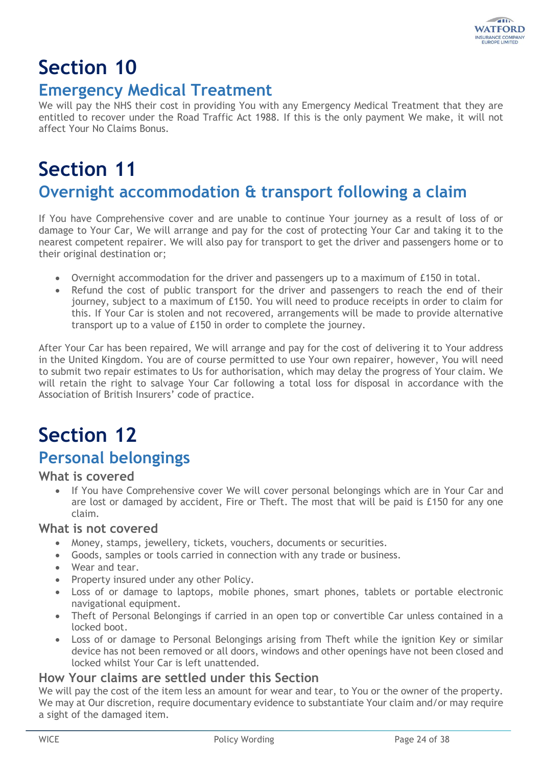# Section 10

## Emergency Medical Treatment

We will pay the NHS their cost in providing You with any Emergency Medical Treatment that they are entitled to recover under the Road Traffic Act 1988. If this is the only payment We make, it will not affect Your No Claims Bonus.

# Section 11

## Overnight accommodation & transport following a claim

If You have Comprehensive cover and are unable to continue Your journey as a result of loss of or damage to Your Car, We will arrange and pay for the cost of protecting Your Car and taking it to the nearest competent repairer. We will also pay for transport to get the driver and passengers home or to their original destination or;

- Overnight accommodation for the driver and passengers up to a maximum of £150 in total.
- Refund the cost of public transport for the driver and passengers to reach the end of their journey, subject to a maximum of £150. You will need to produce receipts in order to claim for this. If Your Car is stolen and not recovered, arrangements will be made to provide alternative transport up to a value of £150 in order to complete the journey.

After Your Car has been repaired, We will arrange and pay for the cost of delivering it to Your address in the United Kingdom. You are of course permitted to use Your own repairer, however, You will need to submit two repair estimates to Us for authorisation, which may delay the progress of Your claim. We will retain the right to salvage Your Car following a total loss for disposal in accordance with the Association of British Insurers' code of practice.

# Section 12

## Personal belongings

### What is covered

- If You have Comprehensive cover We will cover personal belongings which are in Your Car and are lost or damaged by accident, Fire or Theft. The most that will be paid is £150 for any one claim.

### What is not covered

- Money, stamps, jewellery, tickets, vouchers, documents or securities.
- Goods, samples or tools carried in connection with any trade or business.
- Wear and tear.
- Property insured under any other Policy.
- Loss of or damage to laptops, mobile phones, smart phones, tablets or portable electronic navigational equipment.
- Theft of Personal Belongings if carried in an open top or convertible Car unless contained in a locked boot.
- Loss of or damage to Personal Belongings arising from Theft while the ignition Key or similar device has not been removed or all doors, windows and other openings have not been closed and locked whilst Your Car is left unattended.

### How Your claims are settled under this Section

We will pay the cost of the item less an amount for wear and tear, to You or the owner of the property. We may at Our discretion, require documentary evidence to substantiate Your claim and/or may require a sight of the damaged item.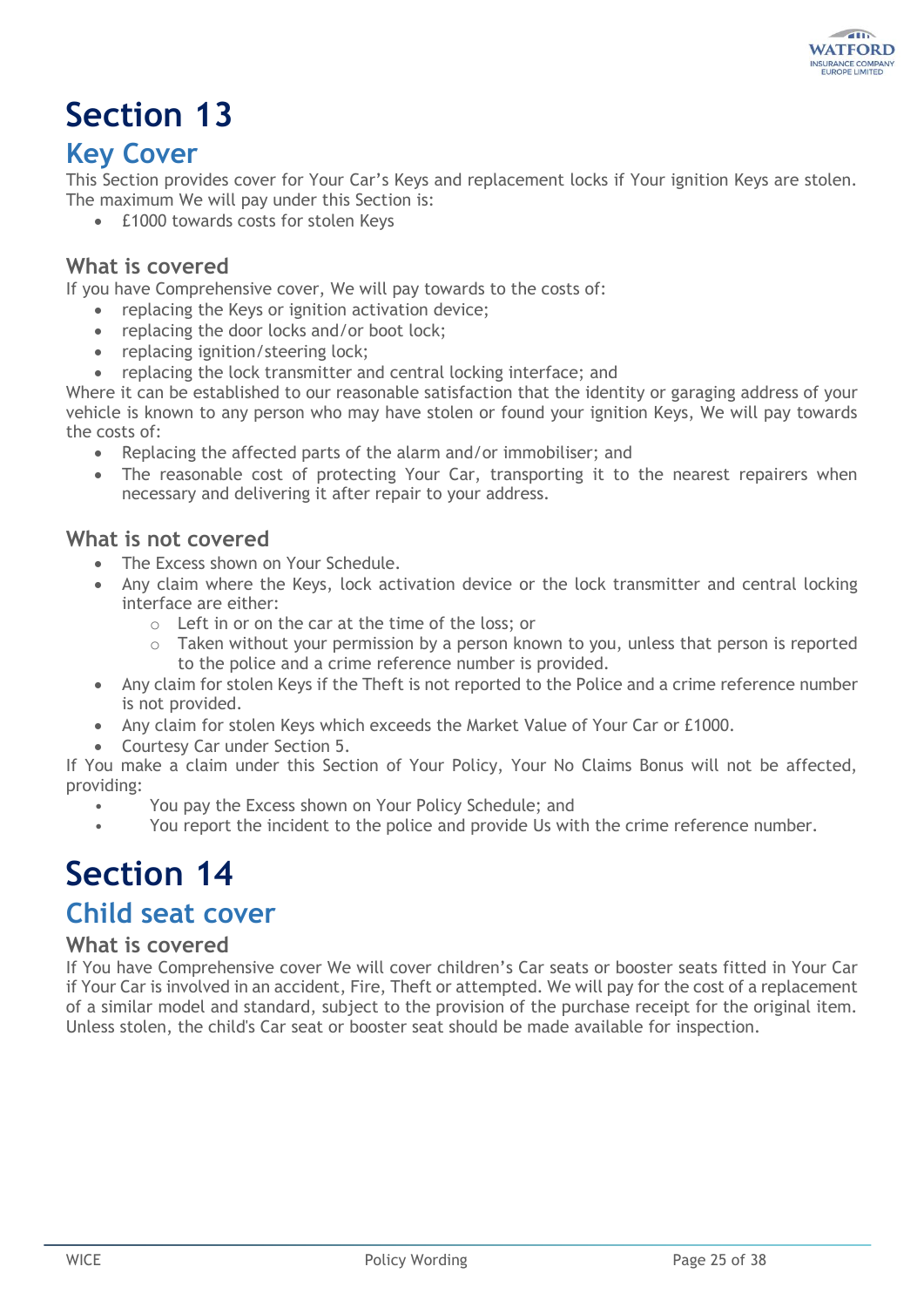# Section 13

## Key Cover

This Section provides cover for Your Car's Keys and replacement locks if Your ignition Keys are stolen. The maximum We will pay under this Section is:

- £1000 towards costs for stolen Keys

### What is covered

If you have Comprehensive cover, We will pay towards to the costs of:

- replacing the Keys or ignition activation device;
- replacing the door locks and/or boot lock;
- replacing ignition/steering lock;
- replacing the lock transmitter and central locking interface; and

Where it can be established to our reasonable satisfaction that the identity or garaging address of your vehicle is known to any person who may have stolen or found your ignition Keys, We will pay towards the costs of:

- Replacing the affected parts of the alarm and/or immobiliser; and
- The reasonable cost of protecting Your Car, transporting it to the nearest repairers when necessary and delivering it after repair to your address.

### What is not covered

- The Excess shown on Your Schedule.
- Any claim where the Keys, lock activation device or the lock transmitter and central locking interface are either:
  - Left in or on the car at the time of the loss; or
  - Taken without your permission by a person known to you, unless that person is reported to the police and a crime reference number is provided.
- Any claim for stolen Keys if the Theft is not reported to the Police and a crime reference number is not provided.
- Any claim for stolen Keys which exceeds the Market Value of Your Car or £1000.
- Courtesy Car under Section 5.

If You make a claim under this Section of Your Policy, Your No Claims Bonus will not be affected, providing:

- You pay the Excess shown on Your Policy Schedule; and
- You report the incident to the police and provide Us with the crime reference number.

# Section 14

## Child seat cover

### What is covered

If You have Comprehensive cover We will cover children's Car seats or booster seats fitted in Your Car if Your Car is involved in an accident, Fire, Theft or attempted. We will pay for the cost of a replacement of a similar model and standard, subject to the provision of the purchase receipt for the original item. Unless stolen, the child's Car seat or booster seat should be made available for inspection.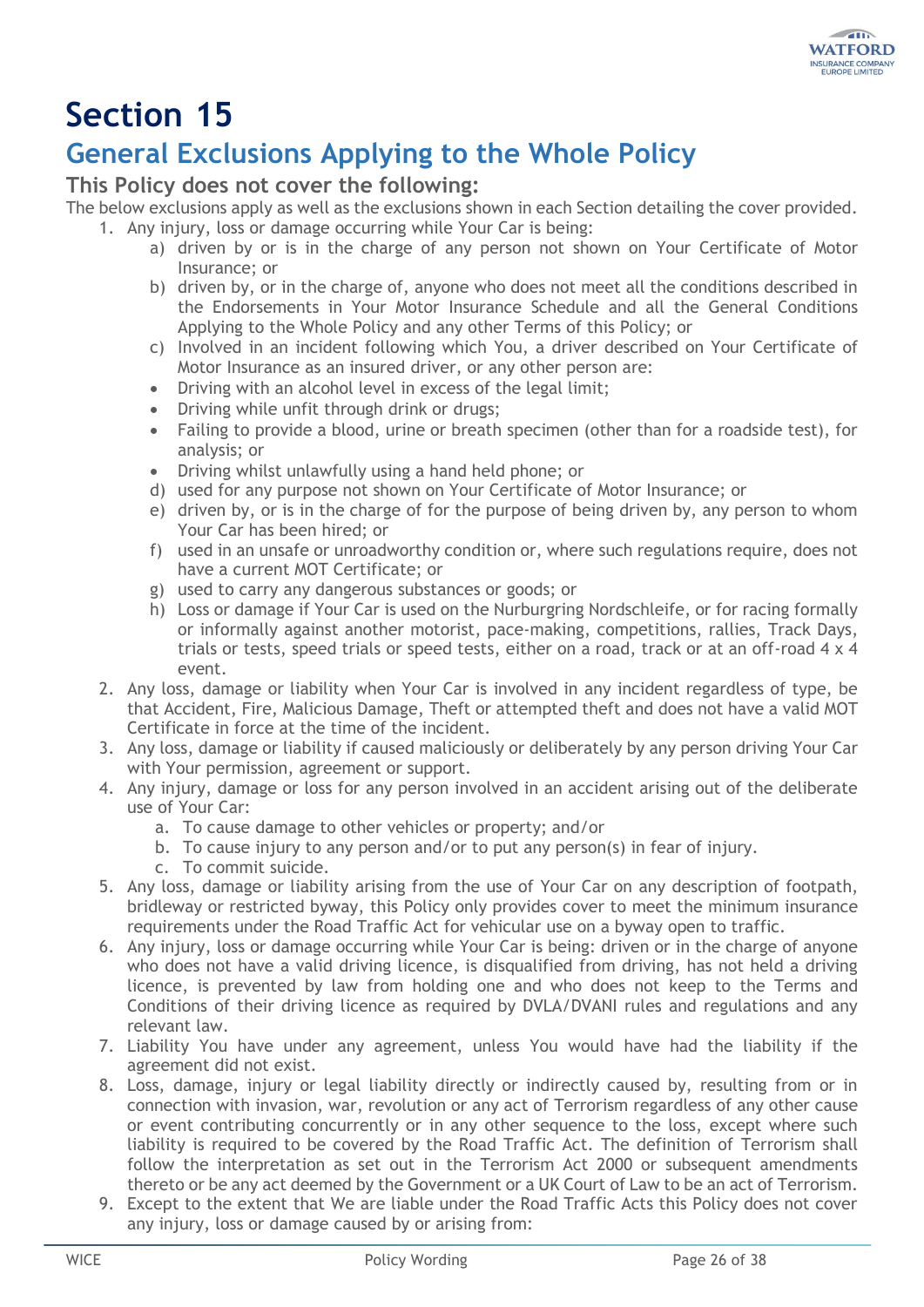# Section 15

## General Exclusions Applying to the Whole Policy

### This Policy does not cover the following:

The below exclusions apply as well as the exclusions shown in each Section detailing the cover provided.

1. Any injury, loss or damage occurring while Your Car is being:
   a) driven by or is in the charge of any person not shown on Your Certificate of Motor Insurance; or
   b) driven by, or in the charge of, anyone who does not meet all the conditions described in the Endorsements in Your Motor Insurance Schedule and all the General Conditions Applying to the Whole Policy and any other Terms of this Policy; or
   c) Involved in an incident following which You, a driver described on Your Certificate of Motor Insurance as an insured driver, or any other person are:
   - Driving with an alcohol level in excess of the legal limit;
   - Driving while unfit through drink or drugs;
   - Failing to provide a blood, urine or breath specimen (other than for a roadside test), for analysis; or
   - Driving whilst unlawfully using a hand held phone; or

   d) used for any purpose not shown on Your Certificate of Motor Insurance; or
   e) driven by, or is in the charge of for the purpose of being driven by, any person to whom Your Car has been hired; or
   f) used in an unsafe or unroadworthy condition or, where such regulations require, does not have a current MOT Certificate; or
   g) used to carry any dangerous substances or goods; or
   h) Loss or damage if Your Car is used on the Nurburgring Nordschleife, or for racing formally or informally against another motorist, pace-making, competitions, rallies, Track Days, trials or tests, speed trials or speed tests, either on a road, track or at an off-road 4 x 4 event.
2. Any loss, damage or liability when Your Car is involved in any incident regardless of type, be that Accident, Fire, Malicious Damage, Theft or attempted theft and does not have a valid MOT Certificate in force at the time of the incident.
3. Any loss, damage or liability if caused maliciously or deliberately by any person driving Your Car with Your permission, agreement or support.
4. Any injury, damage or loss for any person involved in an accident arising out of the deliberate use of Your Car:
   a. To cause damage to other vehicles or property; and/or
   b. To cause injury to any person and/or to put any person(s) in fear of injury.
   c. To commit suicide.
5. Any loss, damage or liability arising from the use of Your Car on any description of footpath, bridleway or restricted byway, this Policy only provides cover to meet the minimum insurance requirements under the Road Traffic Act for vehicular use on a byway open to traffic.
6. Any injury, loss or damage occurring while Your Car is being: driven or in the charge of anyone who does not have a valid driving licence, is disqualified from driving, has not held a driving licence, is prevented by law from holding one and who does not keep to the Terms and Conditions of their driving licence as required by DVLA/DVANI rules and regulations and any relevant law.
7. Liability You have under any agreement, unless You would have had the liability if the agreement did not exist.
8. Loss, damage, injury or legal liability directly or indirectly caused by, resulting from or in connection with invasion, war, revolution or any act of Terrorism regardless of any other cause or event contributing concurrently or in any other sequence to the loss, except where such liability is required to be covered by the Road Traffic Act. The definition of Terrorism shall follow the interpretation as set out in the Terrorism Act 2000 or subsequent amendments thereto or be any act deemed by the Government or a UK Court of Law to be an act of Terrorism.
9. Except to the extent that We are liable under the Road Traffic Acts this Policy does not cover any injury, loss or damage caused by or arising from: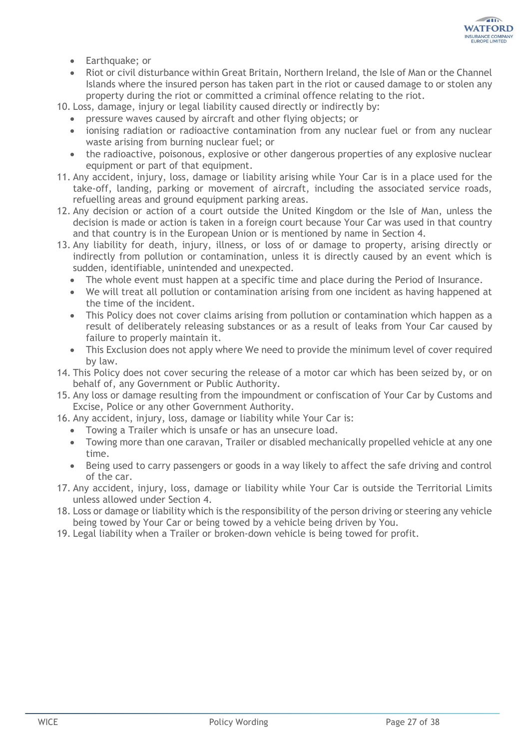- Earthquake; or
- Riot or civil disturbance within Great Britain, Northern Ireland, the Isle of Man or the Channel Islands where the insured person has taken part in the riot or caused damage to or stolen any property during the riot or committed a criminal offence relating to the riot.

10. Loss, damage, injury or legal liability caused directly or indirectly by:
    - pressure waves caused by aircraft and other flying objects; or
    - ionising radiation or radioactive contamination from any nuclear fuel or from any nuclear waste arising from burning nuclear fuel; or
    - the radioactive, poisonous, explosive or other dangerous properties of any explosive nuclear equipment or part of that equipment.
11. Any accident, injury, loss, damage or liability arising while Your Car is in a place used for the take-off, landing, parking or movement of aircraft, including the associated service roads, refuelling areas and ground equipment parking areas.
12. Any decision or action of a court outside the United Kingdom or the Isle of Man, unless the decision is made or action is taken in a foreign court because Your Car was used in that country and that country is in the European Union or is mentioned by name in Section 4.
13. Any liability for death, injury, illness, or loss of or damage to property, arising directly or indirectly from pollution or contamination, unless it is directly caused by an event which is sudden, identifiable, unintended and unexpected.
    - The whole event must happen at a specific time and place during the Period of Insurance.
    - We will treat all pollution or contamination arising from one incident as having happened at the time of the incident.
    - This Policy does not cover claims arising from pollution or contamination which happen as a result of deliberately releasing substances or as a result of leaks from Your Car caused by failure to properly maintain it.
    - This Exclusion does not apply where We need to provide the minimum level of cover required by law.
14. This Policy does not cover securing the release of a motor car which has been seized by, or on behalf of, any Government or Public Authority.
15. Any loss or damage resulting from the impoundment or confiscation of Your Car by Customs and Excise, Police or any other Government Authority.
16. Any accident, injury, loss, damage or liability while Your Car is:
    - Towing a Trailer which is unsafe or has an unsecure load.
    - Towing more than one caravan, Trailer or disabled mechanically propelled vehicle at any one time.
    - Being used to carry passengers or goods in a way likely to affect the safe driving and control of the car.
17. Any accident, injury, loss, damage or liability while Your Car is outside the Territorial Limits unless allowed under Section 4.
18. Loss or damage or liability which is the responsibility of the person driving or steering any vehicle being towed by Your Car or being towed by a vehicle being driven by You.
19. Legal liability when a Trailer or broken-down vehicle is being towed for profit.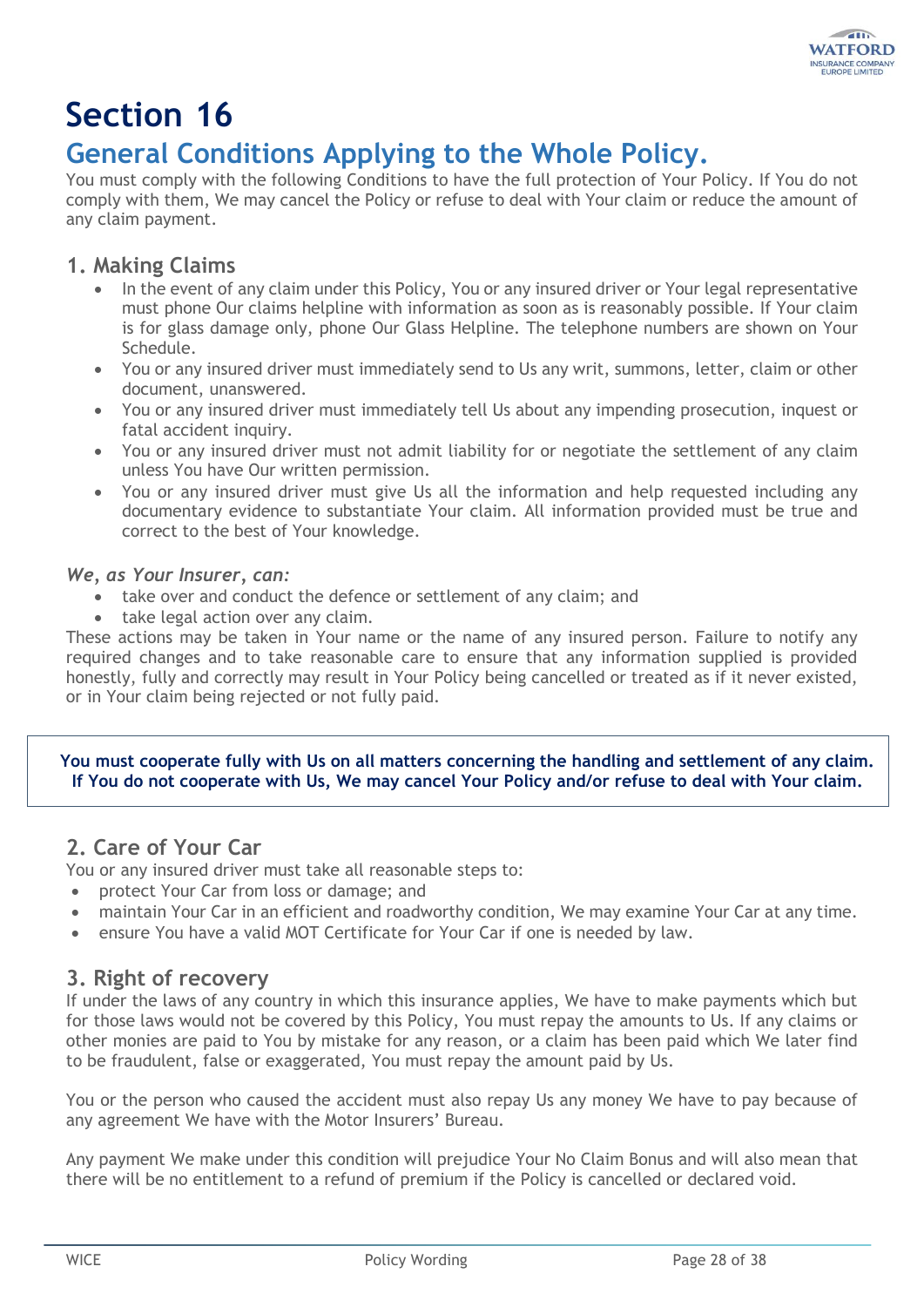# Section 16

## General Conditions Applying to the Whole Policy.

You must comply with the following Conditions to have the full protection of Your Policy. If You do not comply with them, We may cancel the Policy or refuse to deal with Your claim or reduce the amount of any claim payment.

### 1. Making Claims

- In the event of any claim under this Policy, You or any insured driver or Your legal representative must phone Our claims helpline with information as soon as is reasonably possible. If Your claim is for glass damage only, phone Our Glass Helpline. The telephone numbers are shown on Your Schedule.
- You or any insured driver must immediately send to Us any writ, summons, letter, claim or other document, unanswered.
- You or any insured driver must immediately tell Us about any impending prosecution, inquest or fatal accident inquiry.
- You or any insured driver must not admit liability for or negotiate the settlement of any claim unless You have Our written permission.
- You or any insured driver must give Us all the information and help requested including any documentary evidence to substantiate Your claim. All information provided must be true and correct to the best of Your knowledge.

***We, as Your Insurer, can:***

- take over and conduct the defence or settlement of any claim; and
- take legal action over any claim.

These actions may be taken in Your name or the name of any insured person. Failure to notify any required changes and to take reasonable care to ensure that any information supplied is provided honestly, fully and correctly may result in Your Policy being cancelled or treated as if it never existed, or in Your claim being rejected or not fully paid.

**You must cooperate fully with Us on all matters concerning the handling and settlement of any claim. If You do not cooperate with Us, We may cancel Your Policy and/or refuse to deal with Your claim.**

### 2. Care of Your Car

You or any insured driver must take all reasonable steps to:

- protect Your Car from loss or damage; and
- maintain Your Car in an efficient and roadworthy condition, We may examine Your Car at any time.
- ensure You have a valid MOT Certificate for Your Car if one is needed by law.

### 3. Right of recovery

If under the laws of any country in which this insurance applies, We have to make payments which but for those laws would not be covered by this Policy, You must repay the amounts to Us. If any claims or other monies are paid to You by mistake for any reason, or a claim has been paid which We later find to be fraudulent, false or exaggerated, You must repay the amount paid by Us.

You or the person who caused the accident must also repay Us any money We have to pay because of any agreement We have with the Motor Insurers' Bureau.

Any payment We make under this condition will prejudice Your No Claim Bonus and will also mean that there will be no entitlement to a refund of premium if the Policy is cancelled or declared void.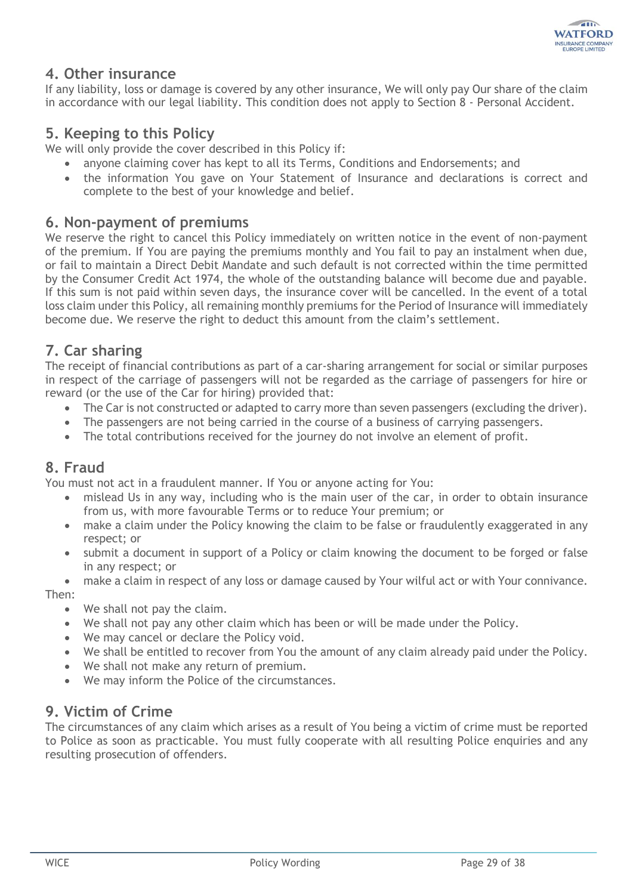## 4. Other insurance

If any liability, loss or damage is covered by any other insurance, We will only pay Our share of the claim in accordance with our legal liability. This condition does not apply to Section 8 - Personal Accident.

## 5. Keeping to this Policy

We will only provide the cover described in this Policy if:

- anyone claiming cover has kept to all its Terms, Conditions and Endorsements; and
- the information You gave on Your Statement of Insurance and declarations is correct and complete to the best of your knowledge and belief.

## 6. Non-payment of premiums

We reserve the right to cancel this Policy immediately on written notice in the event of non-payment of the premium. If You are paying the premiums monthly and You fail to pay an instalment when due, or fail to maintain a Direct Debit Mandate and such default is not corrected within the time permitted by the Consumer Credit Act 1974, the whole of the outstanding balance will become due and payable. If this sum is not paid within seven days, the insurance cover will be cancelled. In the event of a total loss claim under this Policy, all remaining monthly premiums for the Period of Insurance will immediately become due. We reserve the right to deduct this amount from the claim's settlement.

## 7. Car sharing

The receipt of financial contributions as part of a car-sharing arrangement for social or similar purposes in respect of the carriage of passengers will not be regarded as the carriage of passengers for hire or reward (or the use of the Car for hiring) provided that:

- The Car is not constructed or adapted to carry more than seven passengers (excluding the driver).
- The passengers are not being carried in the course of a business of carrying passengers.
- The total contributions received for the journey do not involve an element of profit.

## 8. Fraud

You must not act in a fraudulent manner. If You or anyone acting for You:

- mislead Us in any way, including who is the main user of the car, in order to obtain insurance from us, with more favourable Terms or to reduce Your premium; or
- make a claim under the Policy knowing the claim to be false or fraudulently exaggerated in any respect; or
- submit a document in support of a Policy or claim knowing the document to be forged or false in any respect; or
- make a claim in respect of any loss or damage caused by Your wilful act or with Your connivance.

Then:

- We shall not pay the claim.
- We shall not pay any other claim which has been or will be made under the Policy.
- We may cancel or declare the Policy void.
- We shall be entitled to recover from You the amount of any claim already paid under the Policy.
- We shall not make any return of premium.
- We may inform the Police of the circumstances.

## 9. Victim of Crime

The circumstances of any claim which arises as a result of You being a victim of crime must be reported to Police as soon as practicable. You must fully cooperate with all resulting Police enquiries and any resulting prosecution of offenders.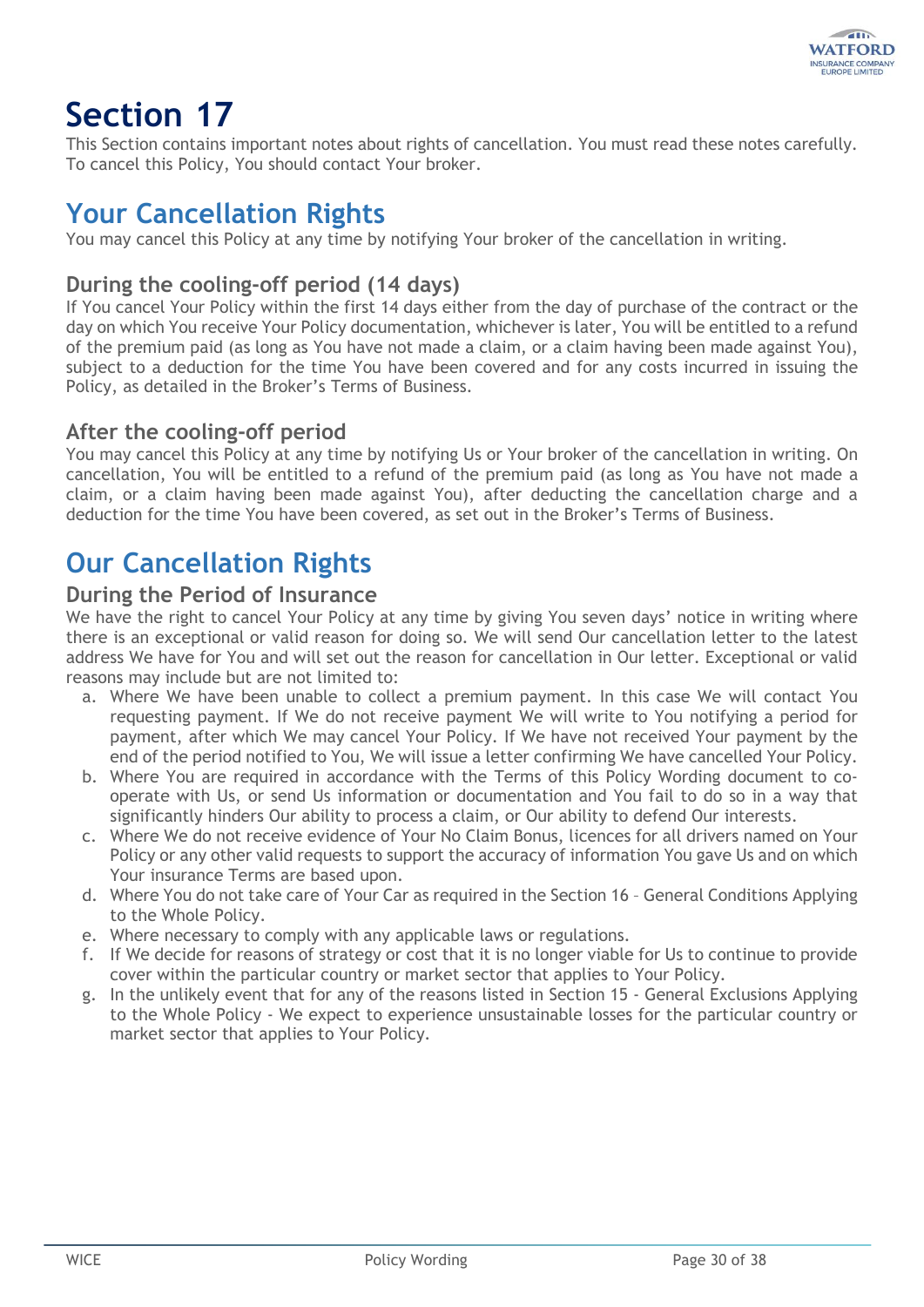# Section 17

This Section contains important notes about rights of cancellation. You must read these notes carefully. To cancel this Policy, You should contact Your broker.

## Your Cancellation Rights

You may cancel this Policy at any time by notifying Your broker of the cancellation in writing.

### During the cooling-off period (14 days)

If You cancel Your Policy within the first 14 days either from the day of purchase of the contract or the day on which You receive Your Policy documentation, whichever is later, You will be entitled to a refund of the premium paid (as long as You have not made a claim, or a claim having been made against You), subject to a deduction for the time You have been covered and for any costs incurred in issuing the Policy, as detailed in the Broker's Terms of Business.

### After the cooling-off period

You may cancel this Policy at any time by notifying Us or Your broker of the cancellation in writing. On cancellation, You will be entitled to a refund of the premium paid (as long as You have not made a claim, or a claim having been made against You), after deducting the cancellation charge and a deduction for the time You have been covered, as set out in the Broker's Terms of Business.

## Our Cancellation Rights

### During the Period of Insurance

We have the right to cancel Your Policy at any time by giving You seven days' notice in writing where there is an exceptional or valid reason for doing so. We will send Our cancellation letter to the latest address We have for You and will set out the reason for cancellation in Our letter. Exceptional or valid reasons may include but are not limited to:

a. Where We have been unable to collect a premium payment. In this case We will contact You requesting payment. If We do not receive payment We will write to You notifying a period for payment, after which We may cancel Your Policy. If We have not received Your payment by the end of the period notified to You, We will issue a letter confirming We have cancelled Your Policy.
b. Where You are required in accordance with the Terms of this Policy Wording document to co-operate with Us, or send Us information or documentation and You fail to do so in a way that significantly hinders Our ability to process a claim, or Our ability to defend Our interests.
c. Where We do not receive evidence of Your No Claim Bonus, licences for all drivers named on Your Policy or any other valid requests to support the accuracy of information You gave Us and on which Your insurance Terms are based upon.
d. Where You do not take care of Your Car as required in the Section 16 – General Conditions Applying to the Whole Policy.
e. Where necessary to comply with any applicable laws or regulations.
f. If We decide for reasons of strategy or cost that it is no longer viable for Us to continue to provide cover within the particular country or market sector that applies to Your Policy.
g. In the unlikely event that for any of the reasons listed in Section 15 - General Exclusions Applying to the Whole Policy - We expect to experience unsustainable losses for the particular country or market sector that applies to Your Policy.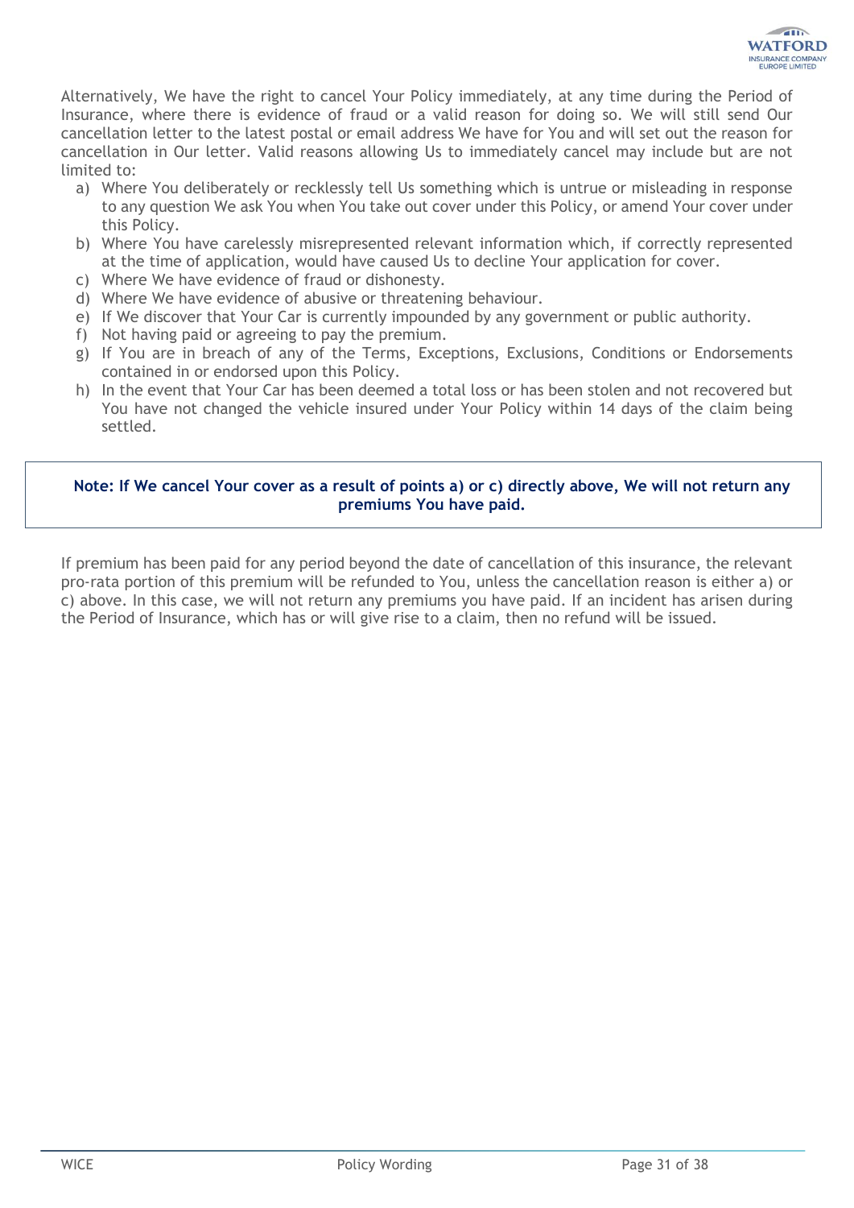Alternatively, We have the right to cancel Your Policy immediately, at any time during the Period of Insurance, where there is evidence of fraud or a valid reason for doing so. We will still send Our cancellation letter to the latest postal or email address We have for You and will set out the reason for cancellation in Our letter. Valid reasons allowing Us to immediately cancel may include but are not limited to:

a) Where You deliberately or recklessly tell Us something which is untrue or misleading in response to any question We ask You when You take out cover under this Policy, or amend Your cover under this Policy.
b) Where You have carelessly misrepresented relevant information which, if correctly represented at the time of application, would have caused Us to decline Your application for cover.
c) Where We have evidence of fraud or dishonesty.
d) Where We have evidence of abusive or threatening behaviour.
e) If We discover that Your Car is currently impounded by any government or public authority.
f) Not having paid or agreeing to pay the premium.
g) If You are in breach of any of the Terms, Exceptions, Exclusions, Conditions or Endorsements contained in or endorsed upon this Policy.
h) In the event that Your Car has been deemed a total loss or has been stolen and not recovered but You have not changed the vehicle insured under Your Policy within 14 days of the claim being settled.

**Note: If We cancel Your cover as a result of points a) or c) directly above, We will not return any premiums You have paid.**

If premium has been paid for any period beyond the date of cancellation of this insurance, the relevant pro-rata portion of this premium will be refunded to You, unless the cancellation reason is either a) or c) above. In this case, we will not return any premiums you have paid. If an incident has arisen during the Period of Insurance, which has or will give rise to a claim, then no refund will be issued.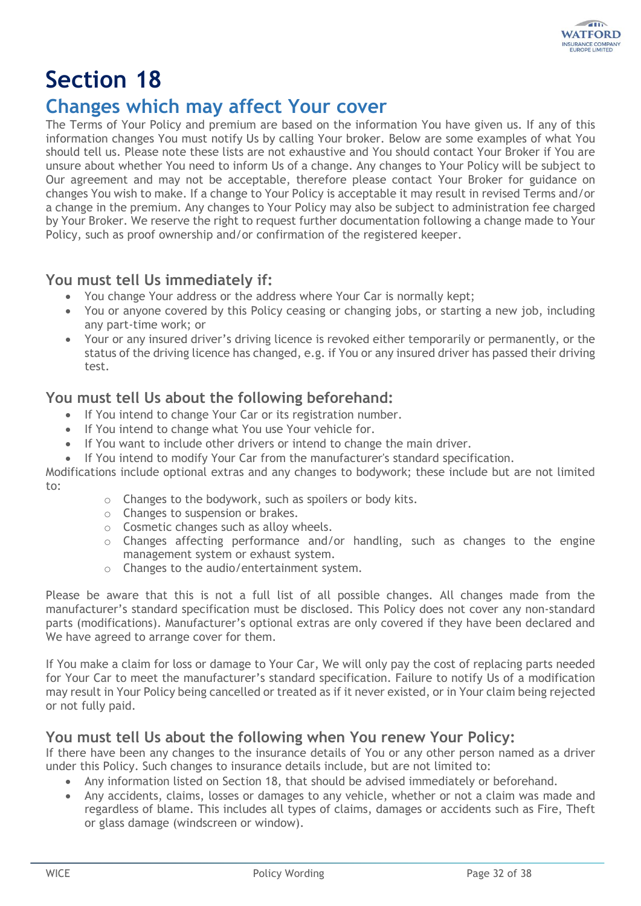# Section 18

## Changes which may affect Your cover

The Terms of Your Policy and premium are based on the information You have given us. If any of this information changes You must notify Us by calling Your broker. Below are some examples of what You should tell us. Please note these lists are not exhaustive and You should contact Your Broker if You are unsure about whether You need to inform Us of a change. Any changes to Your Policy will be subject to Our agreement and may not be acceptable, therefore please contact Your Broker for guidance on changes You wish to make. If a change to Your Policy is acceptable it may result in revised Terms and/or a change in the premium. Any changes to Your Policy may also be subject to administration fee charged by Your Broker. We reserve the right to request further documentation following a change made to Your Policy, such as proof ownership and/or confirmation of the registered keeper.

### You must tell Us immediately if:

- You change Your address or the address where Your Car is normally kept;
- You or anyone covered by this Policy ceasing or changing jobs, or starting a new job, including any part-time work; or
- Your or any insured driver's driving licence is revoked either temporarily or permanently, or the status of the driving licence has changed, e.g. if You or any insured driver has passed their driving test.

### You must tell Us about the following beforehand:

- If You intend to change Your Car or its registration number.
- If You intend to change what You use Your vehicle for.
- If You want to include other drivers or intend to change the main driver.
- If You intend to modify Your Car from the manufacturer's standard specification.

Modifications include optional extras and any changes to bodywork; these include but are not limited to:

- Changes to the bodywork, such as spoilers or body kits.
- Changes to suspension or brakes.
- Cosmetic changes such as alloy wheels.
- Changes affecting performance and/or handling, such as changes to the engine management system or exhaust system.
- Changes to the audio/entertainment system.

Please be aware that this is not a full list of all possible changes. All changes made from the manufacturer's standard specification must be disclosed. This Policy does not cover any non-standard parts (modifications). Manufacturer's optional extras are only covered if they have been declared and We have agreed to arrange cover for them.

If You make a claim for loss or damage to Your Car, We will only pay the cost of replacing parts needed for Your Car to meet the manufacturer's standard specification. Failure to notify Us of a modification may result in Your Policy being cancelled or treated as if it never existed, or in Your claim being rejected or not fully paid.

### You must tell Us about the following when You renew Your Policy:

If there have been any changes to the insurance details of You or any other person named as a driver under this Policy. Such changes to insurance details include, but are not limited to:

- Any information listed on Section 18, that should be advised immediately or beforehand.
- Any accidents, claims, losses or damages to any vehicle, whether or not a claim was made and regardless of blame. This includes all types of claims, damages or accidents such as Fire, Theft or glass damage (windscreen or window).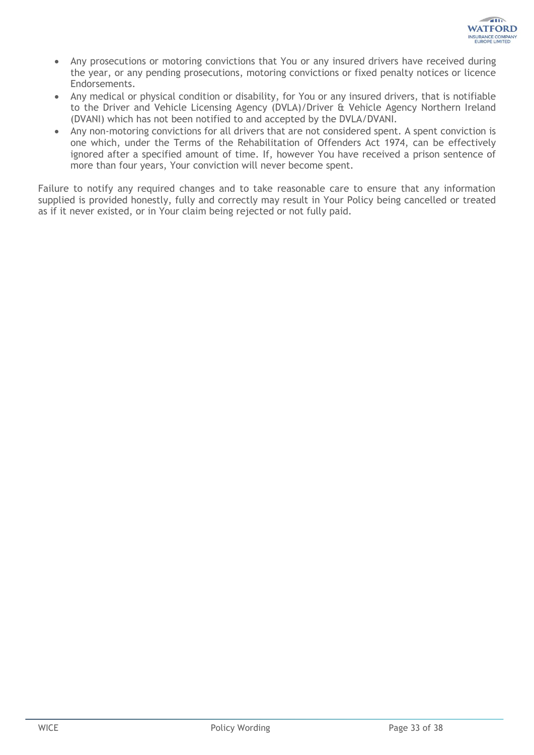- Any prosecutions or motoring convictions that You or any insured drivers have received during the year, or any pending prosecutions, motoring convictions or fixed penalty notices or licence Endorsements.
- Any medical or physical condition or disability, for You or any insured drivers, that is notifiable to the Driver and Vehicle Licensing Agency (DVLA)/Driver & Vehicle Agency Northern Ireland (DVANI) which has not been notified to and accepted by the DVLA/DVANI.
- Any non-motoring convictions for all drivers that are not considered spent. A spent conviction is one which, under the Terms of the Rehabilitation of Offenders Act 1974, can be effectively ignored after a specified amount of time. If, however You have received a prison sentence of more than four years, Your conviction will never become spent.

Failure to notify any required changes and to take reasonable care to ensure that any information supplied is provided honestly, fully and correctly may result in Your Policy being cancelled or treated as if it never existed, or in Your claim being rejected or not fully paid.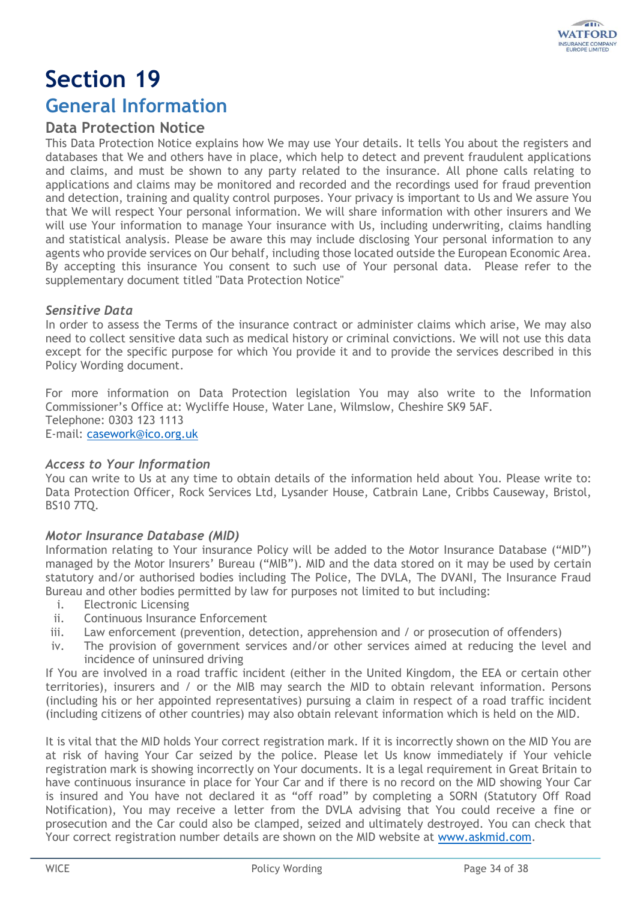# Section 19

## General Information

### Data Protection Notice

This Data Protection Notice explains how We may use Your details. It tells You about the registers and databases that We and others have in place, which help to detect and prevent fraudulent applications and claims, and must be shown to any party related to the insurance. All phone calls relating to applications and claims may be monitored and recorded and the recordings used for fraud prevention and detection, training and quality control purposes. Your privacy is important to Us and We assure You that We will respect Your personal information. We will share information with other insurers and We will use Your information to manage Your insurance with Us, including underwriting, claims handling and statistical analysis. Please be aware this may include disclosing Your personal information to any agents who provide services on Our behalf, including those located outside the European Economic Area. By accepting this insurance You consent to such use of Your personal data. Please refer to the supplementary document titled "Data Protection Notice"

#### *Sensitive Data*

In order to assess the Terms of the insurance contract or administer claims which arise, We may also need to collect sensitive data such as medical history or criminal convictions. We will not use this data except for the specific purpose for which You provide it and to provide the services described in this Policy Wording document.

For more information on Data Protection legislation You may also write to the Information Commissioner's Office at: Wycliffe House, Water Lane, Wilmslow, Cheshire SK9 5AF.
Telephone: 0303 123 1113
E-mail: casework@ico.org.uk

#### *Access to Your Information*

You can write to Us at any time to obtain details of the information held about You. Please write to: Data Protection Officer, Rock Services Ltd, Lysander House, Catbrain Lane, Cribbs Causeway, Bristol, BS10 7TQ.

#### *Motor Insurance Database (MID)*

Information relating to Your insurance Policy will be added to the Motor Insurance Database ("MID") managed by the Motor Insurers' Bureau ("MIB"). MID and the data stored on it may be used by certain statutory and/or authorised bodies including The Police, The DVLA, The DVANI, The Insurance Fraud Bureau and other bodies permitted by law for purposes not limited to but including:

i. Electronic Licensing
ii. Continuous Insurance Enforcement
iii. Law enforcement (prevention, detection, apprehension and / or prosecution of offenders)
iv. The provision of government services and/or other services aimed at reducing the level and incidence of uninsured driving

If You are involved in a road traffic incident (either in the United Kingdom, the EEA or certain other territories), insurers and / or the MIB may search the MID to obtain relevant information. Persons (including his or her appointed representatives) pursuing a claim in respect of a road traffic incident (including citizens of other countries) may also obtain relevant information which is held on the MID.

It is vital that the MID holds Your correct registration mark. If it is incorrectly shown on the MID You are at risk of having Your Car seized by the police. Please let Us know immediately if Your vehicle registration mark is showing incorrectly on Your documents. It is a legal requirement in Great Britain to have continuous insurance in place for Your Car and if there is no record on the MID showing Your Car is insured and You have not declared it as "off road" by completing a SORN (Statutory Off Road Notification), You may receive a letter from the DVLA advising that You could receive a fine or prosecution and the Car could also be clamped, seized and ultimately destroyed. You can check that Your correct registration number details are shown on the MID website at www.askmid.com.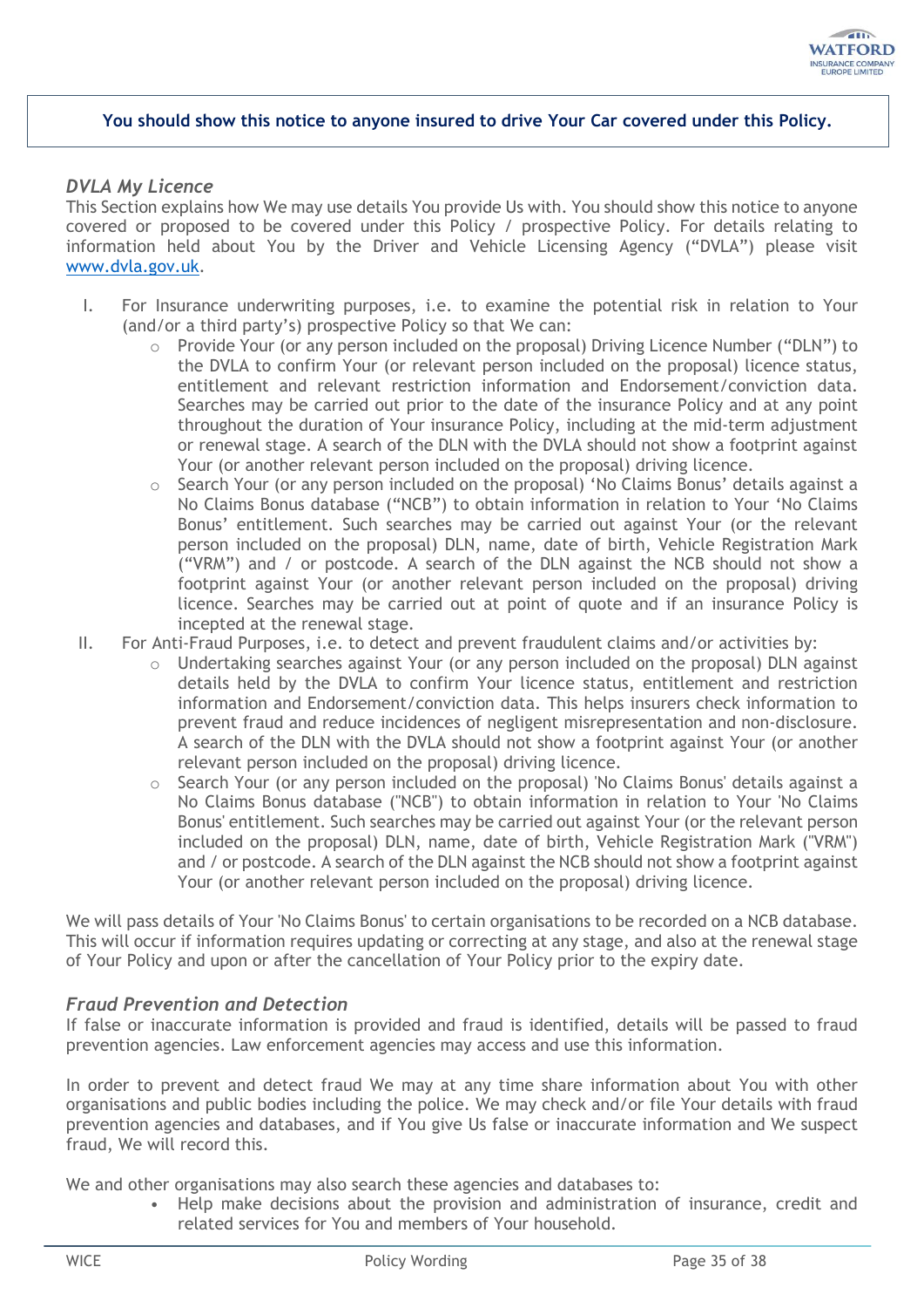**You should show this notice to anyone insured to drive Your Car covered under this Policy.**

### *DVLA My Licence*

This Section explains how We may use details You provide Us with. You should show this notice to anyone covered or proposed to be covered under this Policy / prospective Policy. For details relating to information held about You by the Driver and Vehicle Licensing Agency ("DVLA") please visit www.dvla.gov.uk.

I. For Insurance underwriting purposes, i.e. to examine the potential risk in relation to Your (and/or a third party's) prospective Policy so that We can:
   - Provide Your (or any person included on the proposal) Driving Licence Number ("DLN") to the DVLA to confirm Your (or relevant person included on the proposal) licence status, entitlement and relevant restriction information and Endorsement/conviction data. Searches may be carried out prior to the date of the insurance Policy and at any point throughout the duration of Your insurance Policy, including at the mid-term adjustment or renewal stage. A search of the DLN with the DVLA should not show a footprint against Your (or another relevant person included on the proposal) driving licence.
   - Search Your (or any person included on the proposal) 'No Claims Bonus' details against a No Claims Bonus database ("NCB") to obtain information in relation to Your 'No Claims Bonus' entitlement. Such searches may be carried out against Your (or the relevant person included on the proposal) DLN, name, date of birth, Vehicle Registration Mark ("VRM") and / or postcode. A search of the DLN against the NCB should not show a footprint against Your (or another relevant person included on the proposal) driving licence. Searches may be carried out at point of quote and if an insurance Policy is incepted at the renewal stage.

II. For Anti-Fraud Purposes, i.e. to detect and prevent fraudulent claims and/or activities by:
   - Undertaking searches against Your (or any person included on the proposal) DLN against details held by the DVLA to confirm Your licence status, entitlement and restriction information and Endorsement/conviction data. This helps insurers check information to prevent fraud and reduce incidences of negligent misrepresentation and non-disclosure. A search of the DLN with the DVLA should not show a footprint against Your (or another relevant person included on the proposal) driving licence.
   - Search Your (or any person included on the proposal) 'No Claims Bonus' details against a No Claims Bonus database ("NCB") to obtain information in relation to Your 'No Claims Bonus' entitlement. Such searches may be carried out against Your (or the relevant person included on the proposal) DLN, name, date of birth, Vehicle Registration Mark ("VRM") and / or postcode. A search of the DLN against the NCB should not show a footprint against Your (or another relevant person included on the proposal) driving licence.

We will pass details of Your 'No Claims Bonus' to certain organisations to be recorded on a NCB database. This will occur if information requires updating or correcting at any stage, and also at the renewal stage of Your Policy and upon or after the cancellation of Your Policy prior to the expiry date.

### *Fraud Prevention and Detection*

If false or inaccurate information is provided and fraud is identified, details will be passed to fraud prevention agencies. Law enforcement agencies may access and use this information.

In order to prevent and detect fraud We may at any time share information about You with other organisations and public bodies including the police. We may check and/or file Your details with fraud prevention agencies and databases, and if You give Us false or inaccurate information and We suspect fraud, We will record this.

We and other organisations may also search these agencies and databases to:

- Help make decisions about the provision and administration of insurance, credit and related services for You and members of Your household.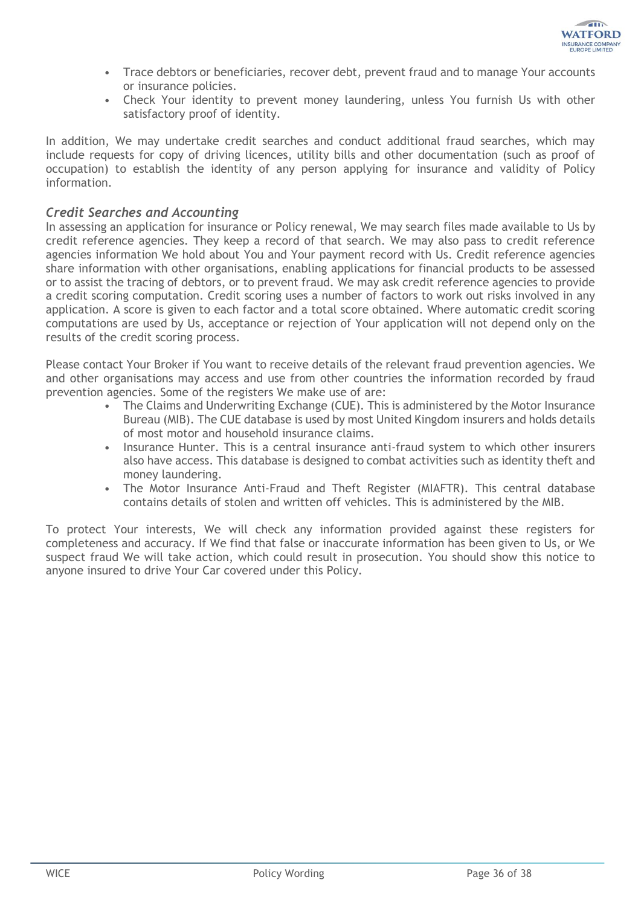- Trace debtors or beneficiaries, recover debt, prevent fraud and to manage Your accounts or insurance policies.
- Check Your identity to prevent money laundering, unless You furnish Us with other satisfactory proof of identity.

In addition, We may undertake credit searches and conduct additional fraud searches, which may include requests for copy of driving licences, utility bills and other documentation (such as proof of occupation) to establish the identity of any person applying for insurance and validity of Policy information.

### *Credit Searches and Accounting*

In assessing an application for insurance or Policy renewal, We may search files made available to Us by credit reference agencies. They keep a record of that search. We may also pass to credit reference agencies information We hold about You and Your payment record with Us. Credit reference agencies share information with other organisations, enabling applications for financial products to be assessed or to assist the tracing of debtors, or to prevent fraud. We may ask credit reference agencies to provide a credit scoring computation. Credit scoring uses a number of factors to work out risks involved in any application. A score is given to each factor and a total score obtained. Where automatic credit scoring computations are used by Us, acceptance or rejection of Your application will not depend only on the results of the credit scoring process.

Please contact Your Broker if You want to receive details of the relevant fraud prevention agencies. We and other organisations may access and use from other countries the information recorded by fraud prevention agencies. Some of the registers We make use of are:

- The Claims and Underwriting Exchange (CUE). This is administered by the Motor Insurance Bureau (MIB). The CUE database is used by most United Kingdom insurers and holds details of most motor and household insurance claims.
- Insurance Hunter. This is a central insurance anti-fraud system to which other insurers also have access. This database is designed to combat activities such as identity theft and money laundering.
- The Motor Insurance Anti-Fraud and Theft Register (MIAFTR). This central database contains details of stolen and written off vehicles. This is administered by the MIB.

To protect Your interests, We will check any information provided against these registers for completeness and accuracy. If We find that false or inaccurate information has been given to Us, or We suspect fraud We will take action, which could result in prosecution. You should show this notice to anyone insured to drive Your Car covered under this Policy.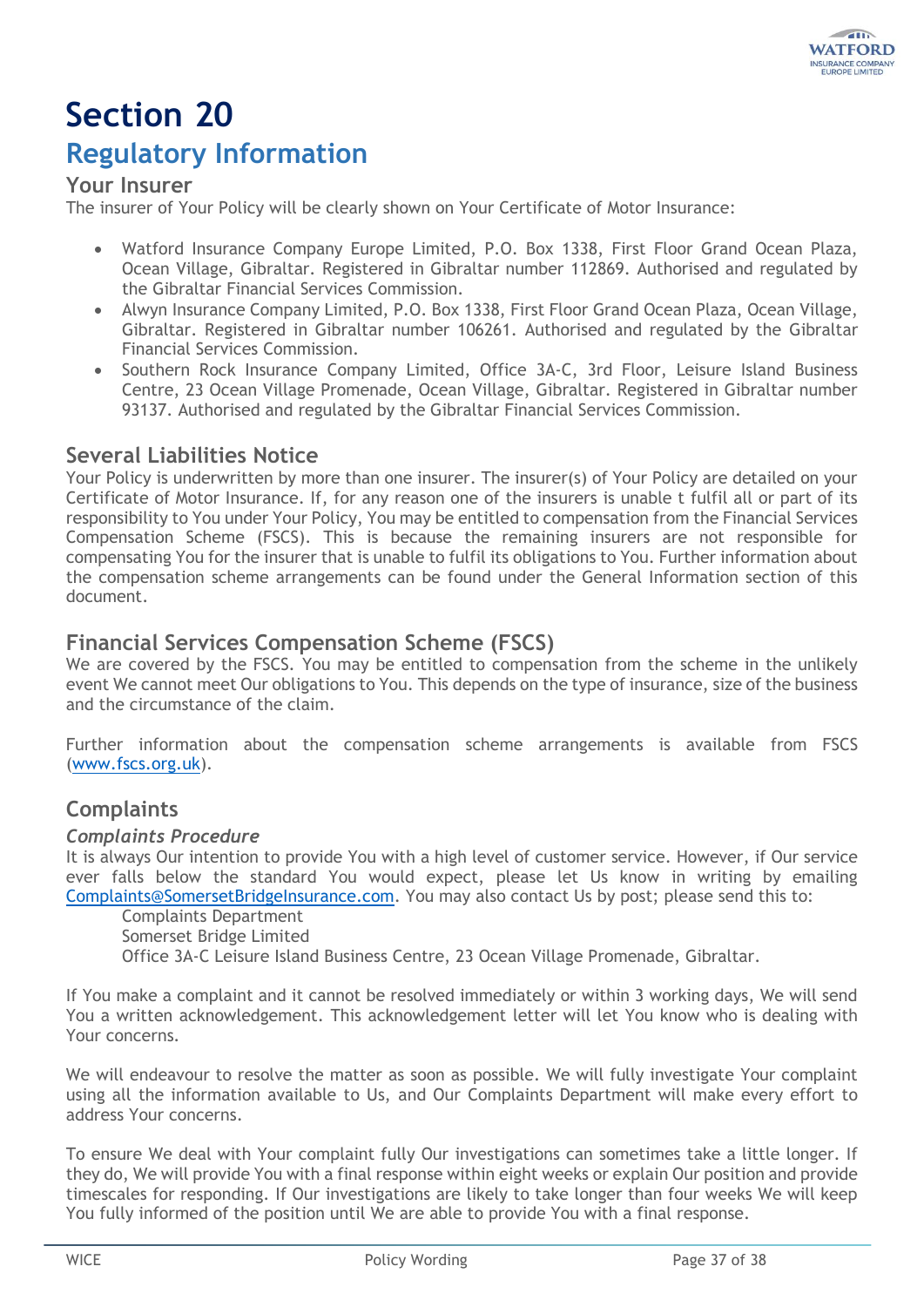# Section 20

## Regulatory Information

### Your Insurer

The insurer of Your Policy will be clearly shown on Your Certificate of Motor Insurance:

- Watford Insurance Company Europe Limited, P.O. Box 1338, First Floor Grand Ocean Plaza, Ocean Village, Gibraltar. Registered in Gibraltar number 112869. Authorised and regulated by the Gibraltar Financial Services Commission.
- Alwyn Insurance Company Limited, P.O. Box 1338, First Floor Grand Ocean Plaza, Ocean Village, Gibraltar. Registered in Gibraltar number 106261. Authorised and regulated by the Gibraltar Financial Services Commission.
- Southern Rock Insurance Company Limited, Office 3A-C, 3rd Floor, Leisure Island Business Centre, 23 Ocean Village Promenade, Ocean Village, Gibraltar. Registered in Gibraltar number 93137. Authorised and regulated by the Gibraltar Financial Services Commission.

### Several Liabilities Notice

Your Policy is underwritten by more than one insurer. The insurer(s) of Your Policy are detailed on your Certificate of Motor Insurance. If, for any reason one of the insurers is unable t fulfil all or part of its responsibility to You under Your Policy, You may be entitled to compensation from the Financial Services Compensation Scheme (FSCS). This is because the remaining insurers are not responsible for compensating You for the insurer that is unable to fulfil its obligations to You. Further information about the compensation scheme arrangements can be found under the General Information section of this document.

### Financial Services Compensation Scheme (FSCS)

We are covered by the FSCS. You may be entitled to compensation from the scheme in the unlikely event We cannot meet Our obligations to You. This depends on the type of insurance, size of the business and the circumstance of the claim.

Further information about the compensation scheme arrangements is available from FSCS (www.fscs.org.uk).

### Complaints

#### *Complaints Procedure*

It is always Our intention to provide You with a high level of customer service. However, if Our service ever falls below the standard You would expect, please let Us know in writing by emailing Complaints@SomersetBridgeInsurance.com. You may also contact Us by post; please send this to:

Complaints Department
Somerset Bridge Limited
Office 3A-C Leisure Island Business Centre, 23 Ocean Village Promenade, Gibraltar.

If You make a complaint and it cannot be resolved immediately or within 3 working days, We will send You a written acknowledgement. This acknowledgement letter will let You know who is dealing with Your concerns.

We will endeavour to resolve the matter as soon as possible. We will fully investigate Your complaint using all the information available to Us, and Our Complaints Department will make every effort to address Your concerns.

To ensure We deal with Your complaint fully Our investigations can sometimes take a little longer. If they do, We will provide You with a final response within eight weeks or explain Our position and provide timescales for responding. If Our investigations are likely to take longer than four weeks We will keep You fully informed of the position until We are able to provide You with a final response.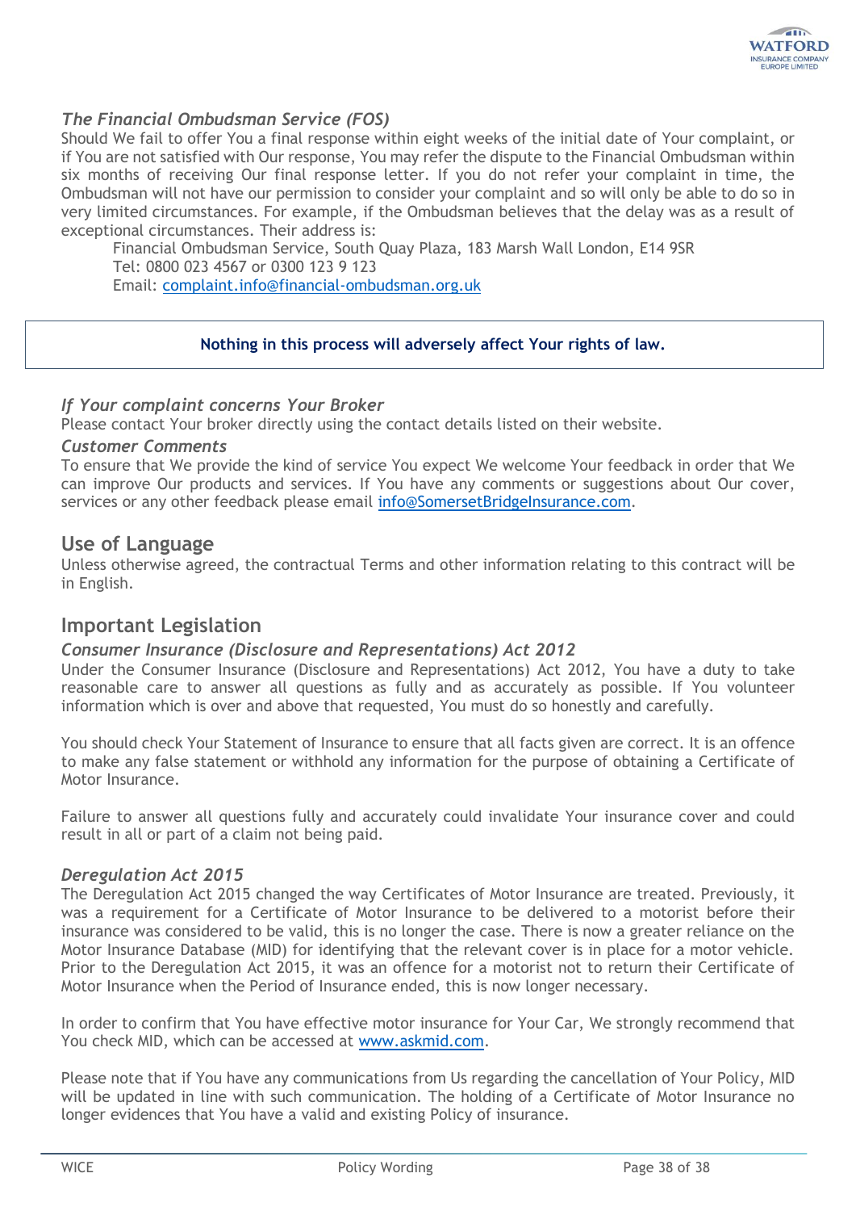### *The Financial Ombudsman Service (FOS)*

Should We fail to offer You a final response within eight weeks of the initial date of Your complaint, or if You are not satisfied with Our response, You may refer the dispute to the Financial Ombudsman within six months of receiving Our final response letter. If you do not refer your complaint in time, the Ombudsman will not have our permission to consider your complaint and so will only be able to do so in very limited circumstances. For example, if the Ombudsman believes that the delay was as a result of exceptional circumstances. Their address is:

Financial Ombudsman Service, South Quay Plaza, 183 Marsh Wall London, E14 9SR
Tel: 0800 023 4567 or 0300 123 9 123
Email: complaint.info@financial-ombudsman.org.uk

**Nothing in this process will adversely affect Your rights of law.**

### *If Your complaint concerns Your Broker*

Please contact Your broker directly using the contact details listed on their website.

### *Customer Comments*

To ensure that We provide the kind of service You expect We welcome Your feedback in order that We can improve Our products and services. If You have any comments or suggestions about Our cover, services or any other feedback please email info@SomersetBridgeInsurance.com.

## Use of Language

Unless otherwise agreed, the contractual Terms and other information relating to this contract will be in English.

## Important Legislation

### *Consumer Insurance (Disclosure and Representations) Act 2012*

Under the Consumer Insurance (Disclosure and Representations) Act 2012, You have a duty to take reasonable care to answer all questions as fully and as accurately as possible. If You volunteer information which is over and above that requested, You must do so honestly and carefully.

You should check Your Statement of Insurance to ensure that all facts given are correct. It is an offence to make any false statement or withhold any information for the purpose of obtaining a Certificate of Motor Insurance.

Failure to answer all questions fully and accurately could invalidate Your insurance cover and could result in all or part of a claim not being paid.

### *Deregulation Act 2015*

The Deregulation Act 2015 changed the way Certificates of Motor Insurance are treated. Previously, it was a requirement for a Certificate of Motor Insurance to be delivered to a motorist before their insurance was considered to be valid, this is no longer the case. There is now a greater reliance on the Motor Insurance Database (MID) for identifying that the relevant cover is in place for a motor vehicle. Prior to the Deregulation Act 2015, it was an offence for a motorist not to return their Certificate of Motor Insurance when the Period of Insurance ended, this is now longer necessary.

In order to confirm that You have effective motor insurance for Your Car, We strongly recommend that You check MID, which can be accessed at www.askmid.com.

Please note that if You have any communications from Us regarding the cancellation of Your Policy, MID will be updated in line with such communication. The holding of a Certificate of Motor Insurance no longer evidences that You have a valid and existing Policy of insurance.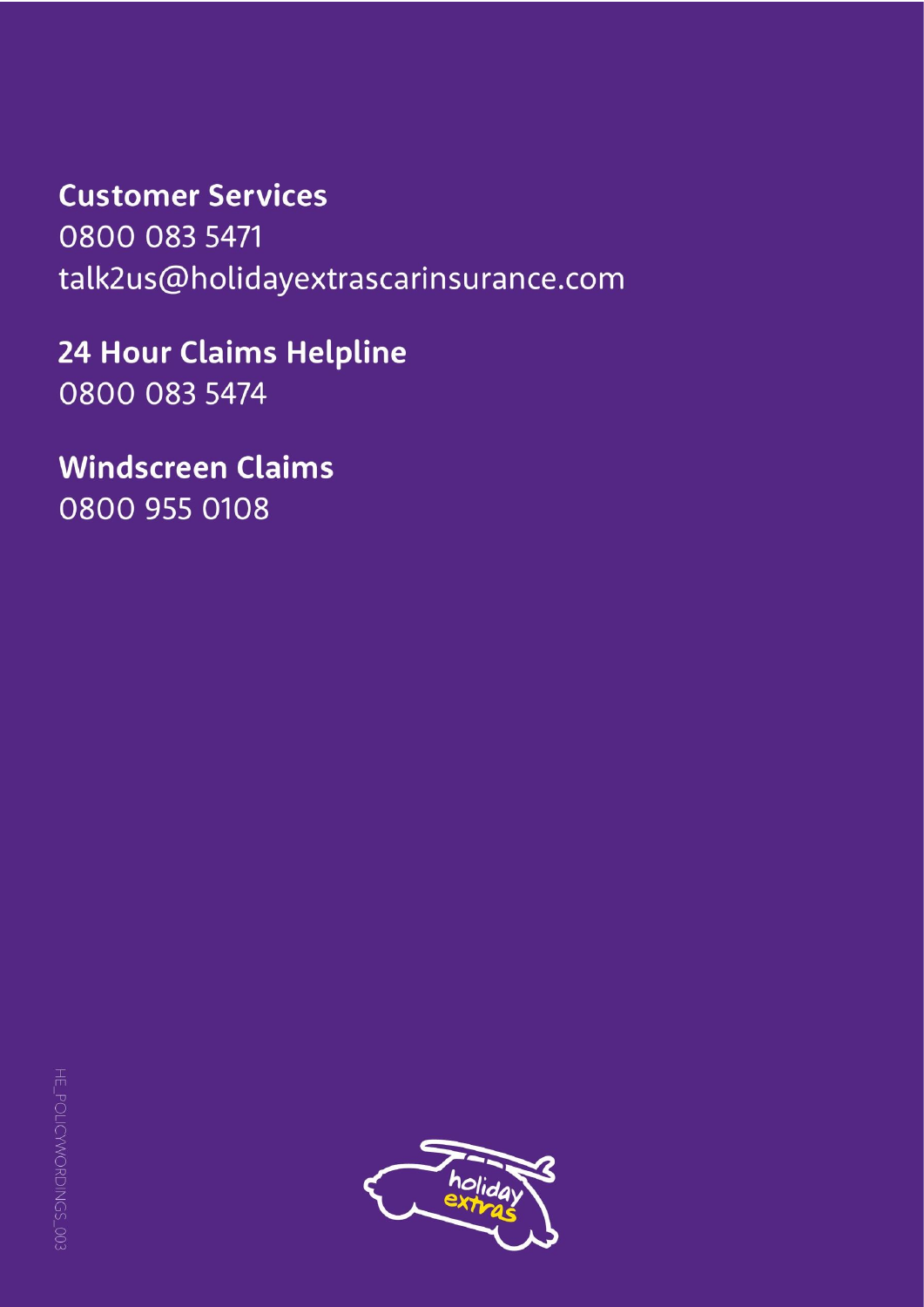**Customer Services**
0800 083 5471
talk2us@holidayextrascarinsurance.com

**24 Hour Claims Helpline**
0800 083 5474

**Windscreen Claims**
0800 955 0108

HE_POLICYWORDINGS_003